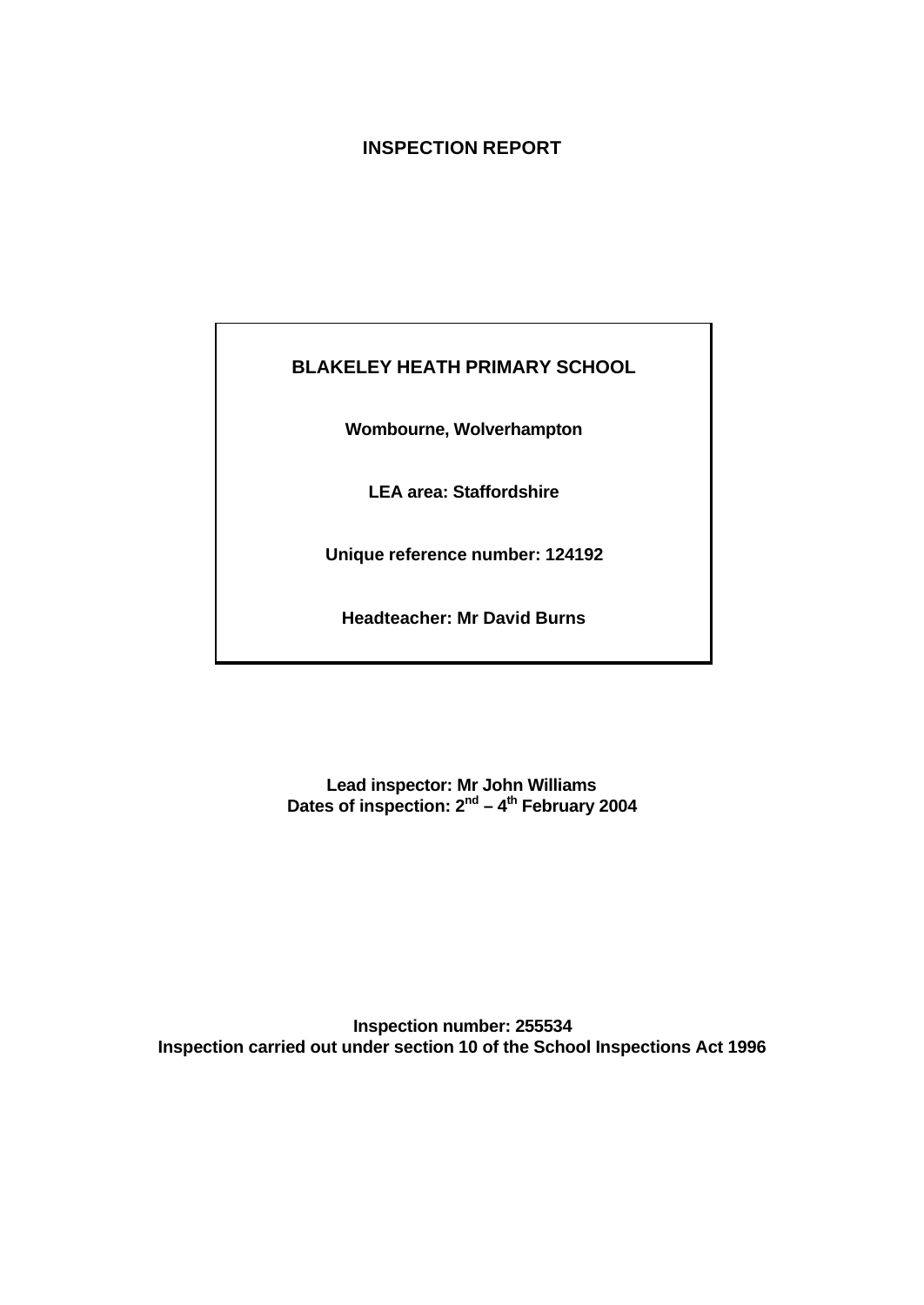# INSPECTION REPORT

**BLAKELEY HEATH PRIMARY SCHOOL**

**Wombourne, Wolverhampton**

**LEA area: Staffordshire**

**Unique reference number: 124192**

**Headteacher: Mr David Burns**

**Lead inspector: Mr John Williams**
**Dates of inspection: 2nd – 4th February 2004**

**Inspection number: 255534**
**Inspection carried out under section 10 of the School Inspections Act 1996**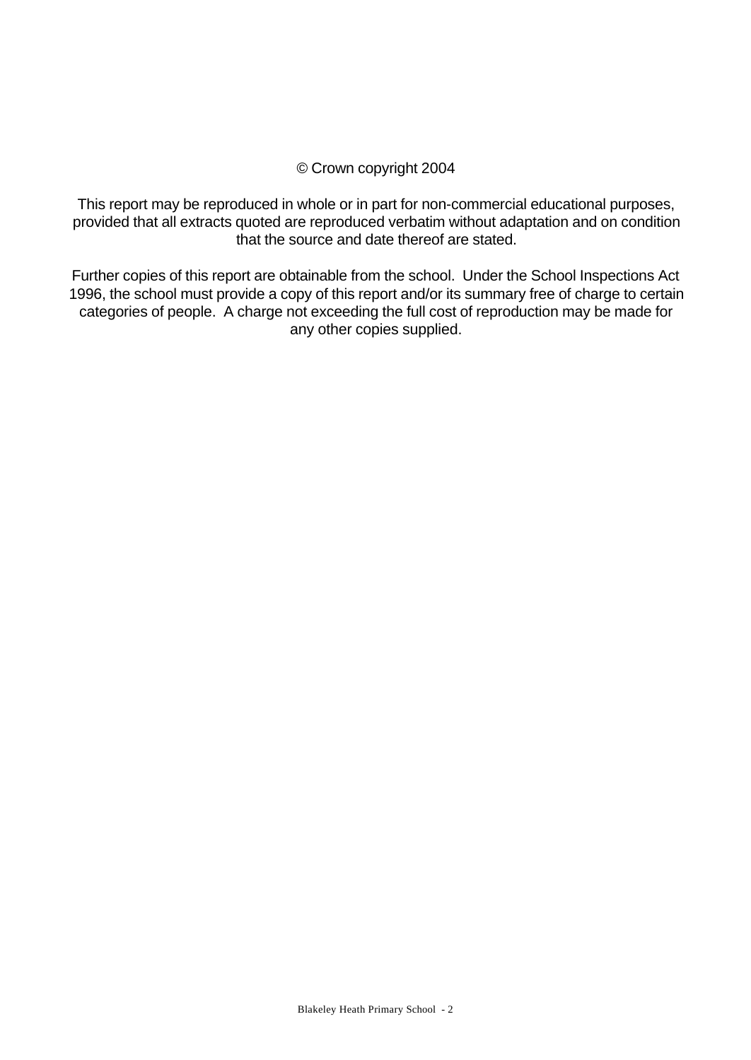© Crown copyright 2004

This report may be reproduced in whole or in part for non-commercial educational purposes, provided that all extracts quoted are reproduced verbatim without adaptation and on condition that the source and date thereof are stated.

Further copies of this report are obtainable from the school. Under the School Inspections Act 1996, the school must provide a copy of this report and/or its summary free of charge to certain categories of people. A charge not exceeding the full cost of reproduction may be made for any other copies supplied.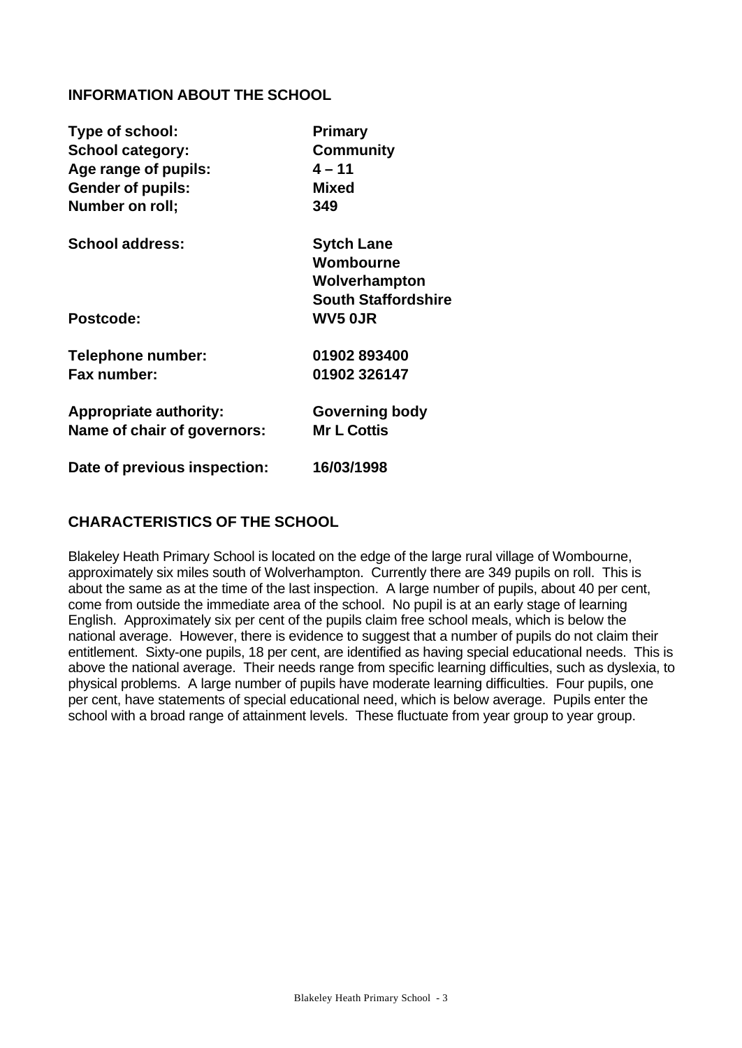## INFORMATION ABOUT THE SCHOOL

| | |
|---|---|
| **Type of school:** | **Primary** |
| **School category:** | **Community** |
| **Age range of pupils:** | **4 – 11** |
| **Gender of pupils:** | **Mixed** |
| **Number on roll;** | **349** |
| **School address:** | **Sytch Lane**<br>**Wombourne**<br>**Wolverhampton**<br>**South Staffordshire** |
| **Postcode:** | **WV5 0JR** |
| **Telephone number:** | **01902 893400** |
| **Fax number:** | **01902 326147** |
| **Appropriate authority:** | **Governing body** |
| **Name of chair of governors:** | **Mr L Cottis** |
| **Date of previous inspection:** | **16/03/1998** |

## CHARACTERISTICS OF THE SCHOOL

Blakeley Heath Primary School is located on the edge of the large rural village of Wombourne, approximately six miles south of Wolverhampton. Currently there are 349 pupils on roll. This is about the same as at the time of the last inspection. A large number of pupils, about 40 per cent, come from outside the immediate area of the school. No pupil is at an early stage of learning English. Approximately six per cent of the pupils claim free school meals, which is below the national average. However, there is evidence to suggest that a number of pupils do not claim their entitlement. Sixty-one pupils, 18 per cent, are identified as having special educational needs. This is above the national average. Their needs range from specific learning difficulties, such as dyslexia, to physical problems. A large number of pupils have moderate learning difficulties. Four pupils, one per cent, have statements of special educational need, which is below average. Pupils enter the school with a broad range of attainment levels. These fluctuate from year group to year group.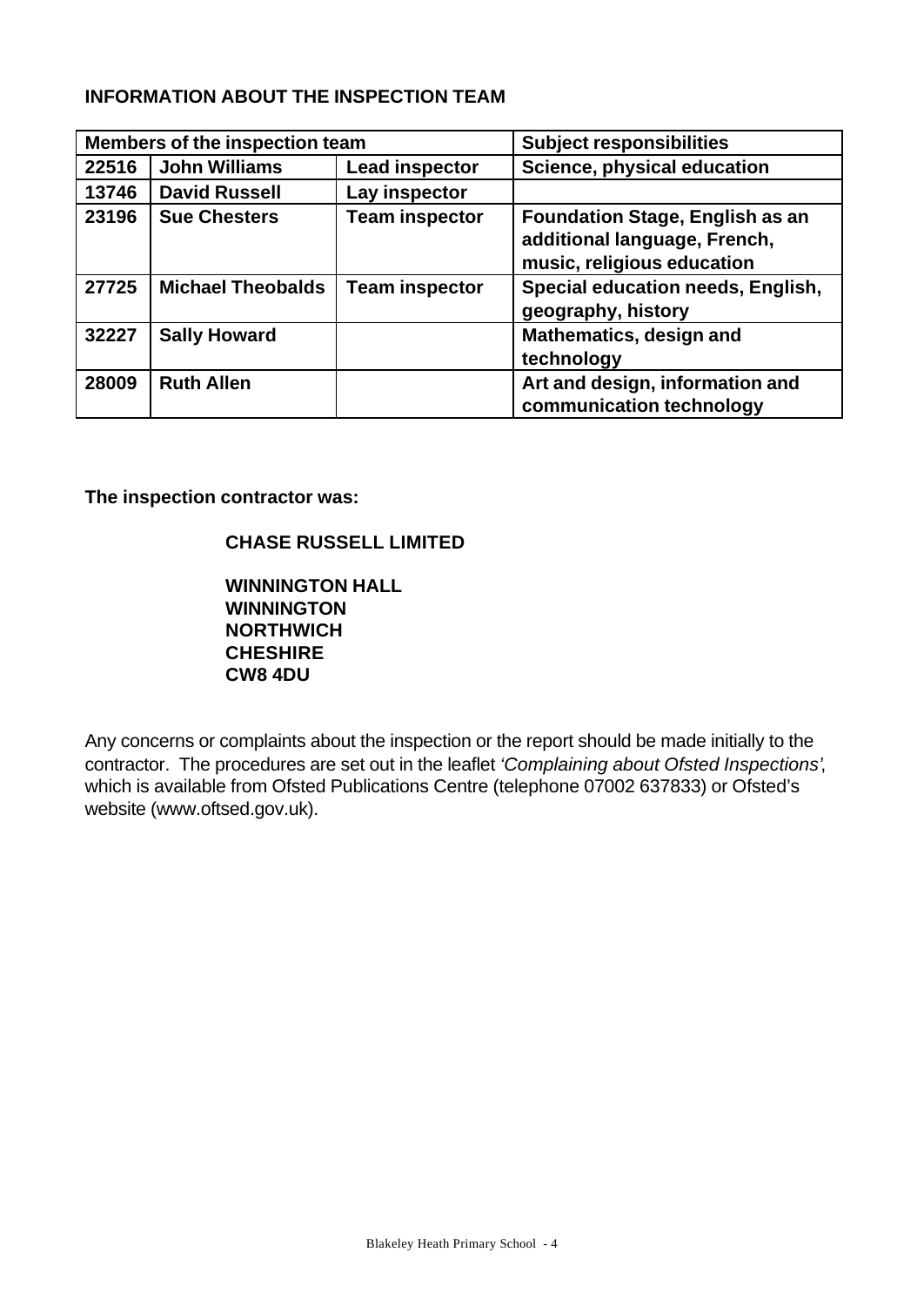**INFORMATION ABOUT THE INSPECTION TEAM**

| Members of the inspection team | | | Subject responsibilities |
|---|---|---|---|
| 22516 | John Williams | Lead inspector | Science, physical education |
| 13746 | David Russell | Lay inspector | |
| 23196 | Sue Chesters | Team inspector | Foundation Stage, English as an additional language, French, music, religious education |
| 27725 | Michael Theobalds | Team inspector | Special education needs, English, geography, history |
| 32227 | Sally Howard | | Mathematics, design and technology |
| 28009 | Ruth Allen | | Art and design, information and communication technology |

**The inspection contractor was:**

**CHASE RUSSELL LIMITED**

**WINNINGTON HALL**
**WINNINGTON**
**NORTHWICH**
**CHESHIRE**
**CW8 4DU**

Any concerns or complaints about the inspection or the report should be made initially to the contractor. The procedures are set out in the leaflet *'Complaining about Ofsted Inspections'*, which is available from Ofsted Publications Centre (telephone 07002 637833) or Ofsted's website (www.oftsed.gov.uk).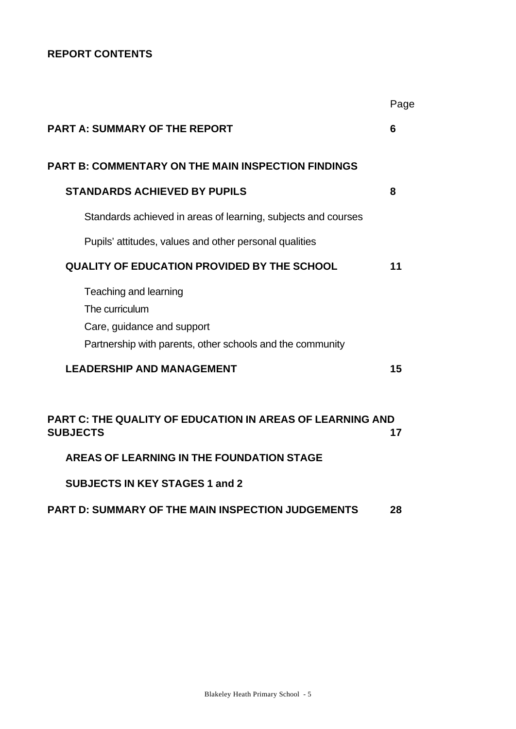**REPORT CONTENTS**

| | Page |
|---|---|
| **PART A: SUMMARY OF THE REPORT** | **6** |
| **PART B: COMMENTARY ON THE MAIN INSPECTION FINDINGS** | |
| **STANDARDS ACHIEVED BY PUPILS** | **8** |
| Standards achieved in areas of learning, subjects and courses | |
| Pupils' attitudes, values and other personal qualities | |
| **QUALITY OF EDUCATION PROVIDED BY THE SCHOOL** | **11** |
| Teaching and learning | |
| The curriculum | |
| Care, guidance and support | |
| Partnership with parents, other schools and the community | |
| **LEADERSHIP AND MANAGEMENT** | **15** |
| **PART C: THE QUALITY OF EDUCATION IN AREAS OF LEARNING AND SUBJECTS** | **17** |
| **AREAS OF LEARNING IN THE FOUNDATION STAGE** | |
| **SUBJECTS IN KEY STAGES 1 and 2** | |
| **PART D: SUMMARY OF THE MAIN INSPECTION JUDGEMENTS** | **28** |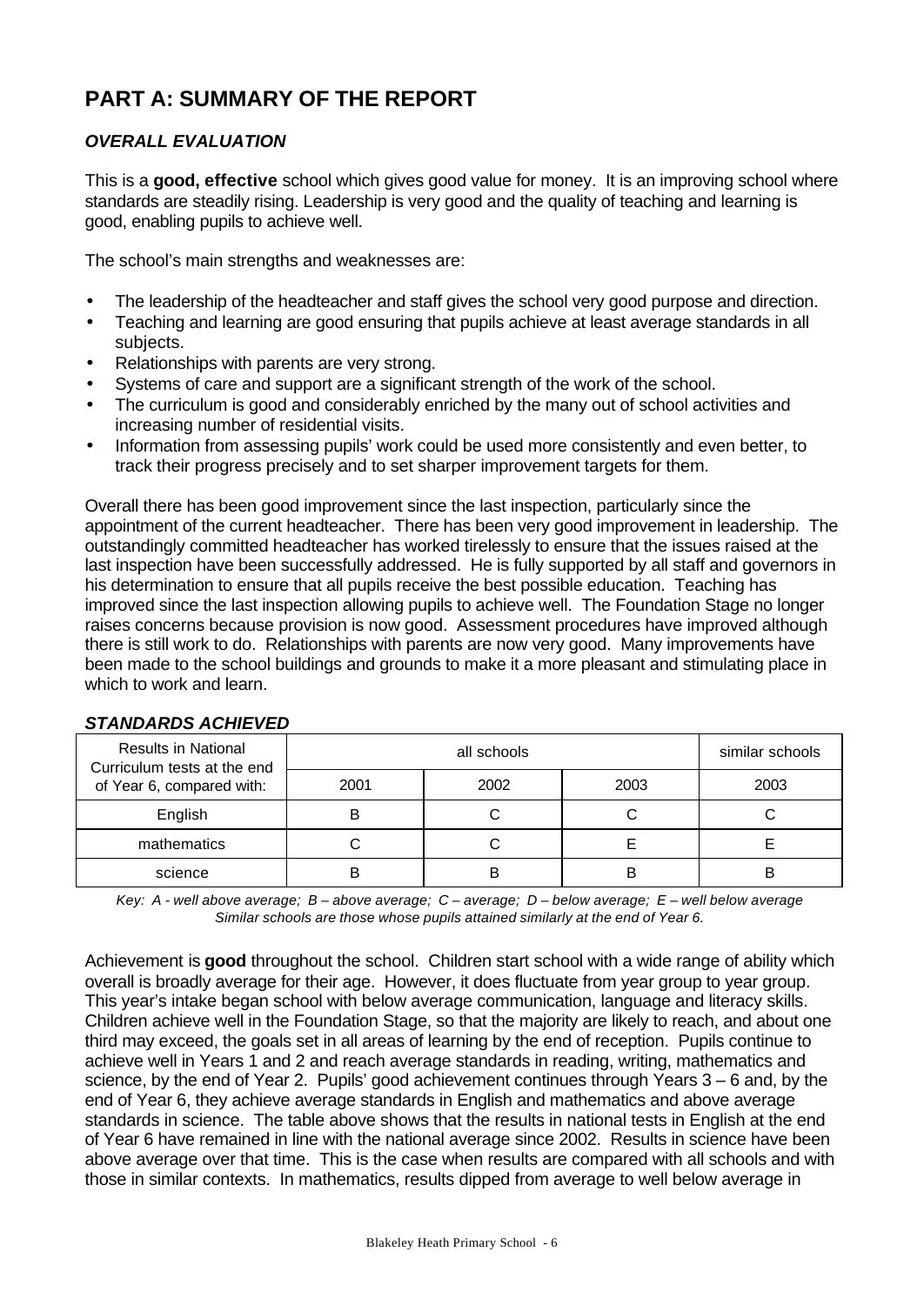# PART A: SUMMARY OF THE REPORT

## *OVERALL EVALUATION*

This is a **good, effective** school which gives good value for money. It is an improving school where standards are steadily rising. Leadership is very good and the quality of teaching and learning is good, enabling pupils to achieve well.

The school's main strengths and weaknesses are:

- The leadership of the headteacher and staff gives the school very good purpose and direction.
- Teaching and learning are good ensuring that pupils achieve at least average standards in all subjects.
- Relationships with parents are very strong.
- Systems of care and support are a significant strength of the work of the school.
- The curriculum is good and considerably enriched by the many out of school activities and increasing number of residential visits.
- Information from assessing pupils' work could be used more consistently and even better, to track their progress precisely and to set sharper improvement targets for them.

Overall there has been good improvement since the last inspection, particularly since the appointment of the current headteacher. There has been very good improvement in leadership. The outstandingly committed headteacher has worked tirelessly to ensure that the issues raised at the last inspection have been successfully addressed. He is fully supported by all staff and governors in his determination to ensure that all pupils receive the best possible education. Teaching has improved since the last inspection allowing pupils to achieve well. The Foundation Stage no longer raises concerns because provision is now good. Assessment procedures have improved although there is still work to do. Relationships with parents are now very good. Many improvements have been made to the school buildings and grounds to make it a more pleasant and stimulating place in which to work and learn.

## *STANDARDS ACHIEVED*

| Results in National Curriculum tests at the end of Year 6, compared with: | all schools | | | similar schools |
|---|---|---|---|---|
| | 2001 | 2002 | 2003 | 2003 |
| English | B | C | C | C |
| mathematics | C | C | E | E |
| science | B | B | B | B |

*Key: A - well above average; B – above average; C – average; D – below average; E – well below average*
*Similar schools are those whose pupils attained similarly at the end of Year 6.*

Achievement is **good** throughout the school. Children start school with a wide range of ability which overall is broadly average for their age. However, it does fluctuate from year group to year group. This year's intake began school with below average communication, language and literacy skills. Children achieve well in the Foundation Stage, so that the majority are likely to reach, and about one third may exceed, the goals set in all areas of learning by the end of reception. Pupils continue to achieve well in Years 1 and 2 and reach average standards in reading, writing, mathematics and science, by the end of Year 2. Pupils' good achievement continues through Years 3 – 6 and, by the end of Year 6, they achieve average standards in English and mathematics and above average standards in science. The table above shows that the results in national tests in English at the end of Year 6 have remained in line with the national average since 2002. Results in science have been above average over that time. This is the case when results are compared with all schools and with those in similar contexts. In mathematics, results dipped from average to well below average in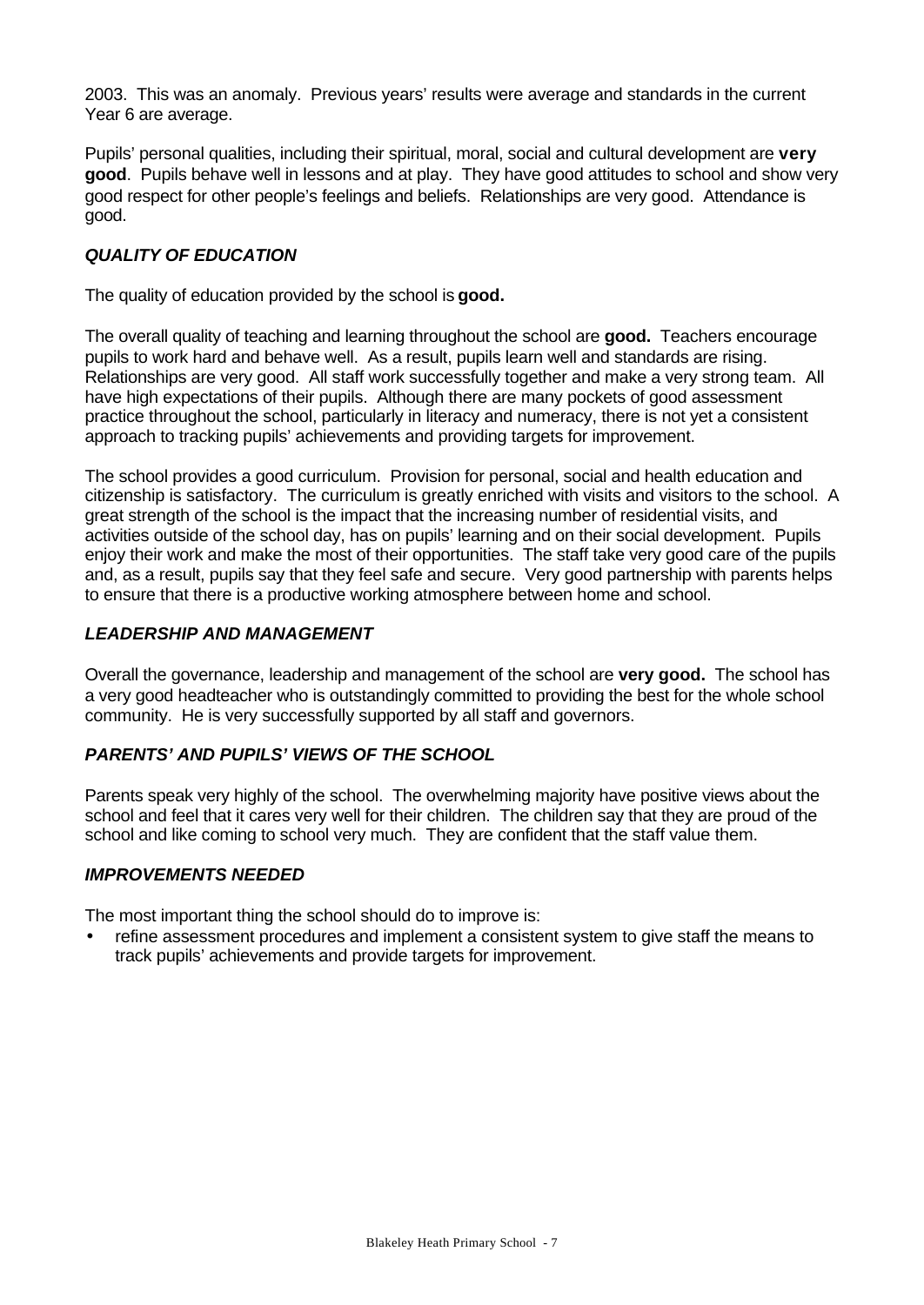2003. This was an anomaly. Previous years' results were average and standards in the current Year 6 are average.

Pupils' personal qualities, including their spiritual, moral, social and cultural development are **very good**. Pupils behave well in lessons and at play. They have good attitudes to school and show very good respect for other people's feelings and beliefs. Relationships are very good. Attendance is good.

### *QUALITY OF EDUCATION*

The quality of education provided by the school is **good.**

The overall quality of teaching and learning throughout the school are **good.** Teachers encourage pupils to work hard and behave well. As a result, pupils learn well and standards are rising. Relationships are very good. All staff work successfully together and make a very strong team. All have high expectations of their pupils. Although there are many pockets of good assessment practice throughout the school, particularly in literacy and numeracy, there is not yet a consistent approach to tracking pupils' achievements and providing targets for improvement.

The school provides a good curriculum. Provision for personal, social and health education and citizenship is satisfactory. The curriculum is greatly enriched with visits and visitors to the school. A great strength of the school is the impact that the increasing number of residential visits, and activities outside of the school day, has on pupils' learning and on their social development. Pupils enjoy their work and make the most of their opportunities. The staff take very good care of the pupils and, as a result, pupils say that they feel safe and secure. Very good partnership with parents helps to ensure that there is a productive working atmosphere between home and school.

### *LEADERSHIP AND MANAGEMENT*

Overall the governance, leadership and management of the school are **very good.** The school has a very good headteacher who is outstandingly committed to providing the best for the whole school community. He is very successfully supported by all staff and governors.

### *PARENTS' AND PUPILS' VIEWS OF THE SCHOOL*

Parents speak very highly of the school. The overwhelming majority have positive views about the school and feel that it cares very well for their children. The children say that they are proud of the school and like coming to school very much. They are confident that the staff value them.

### *IMPROVEMENTS NEEDED*

The most important thing the school should do to improve is:

- refine assessment procedures and implement a consistent system to give staff the means to track pupils' achievements and provide targets for improvement.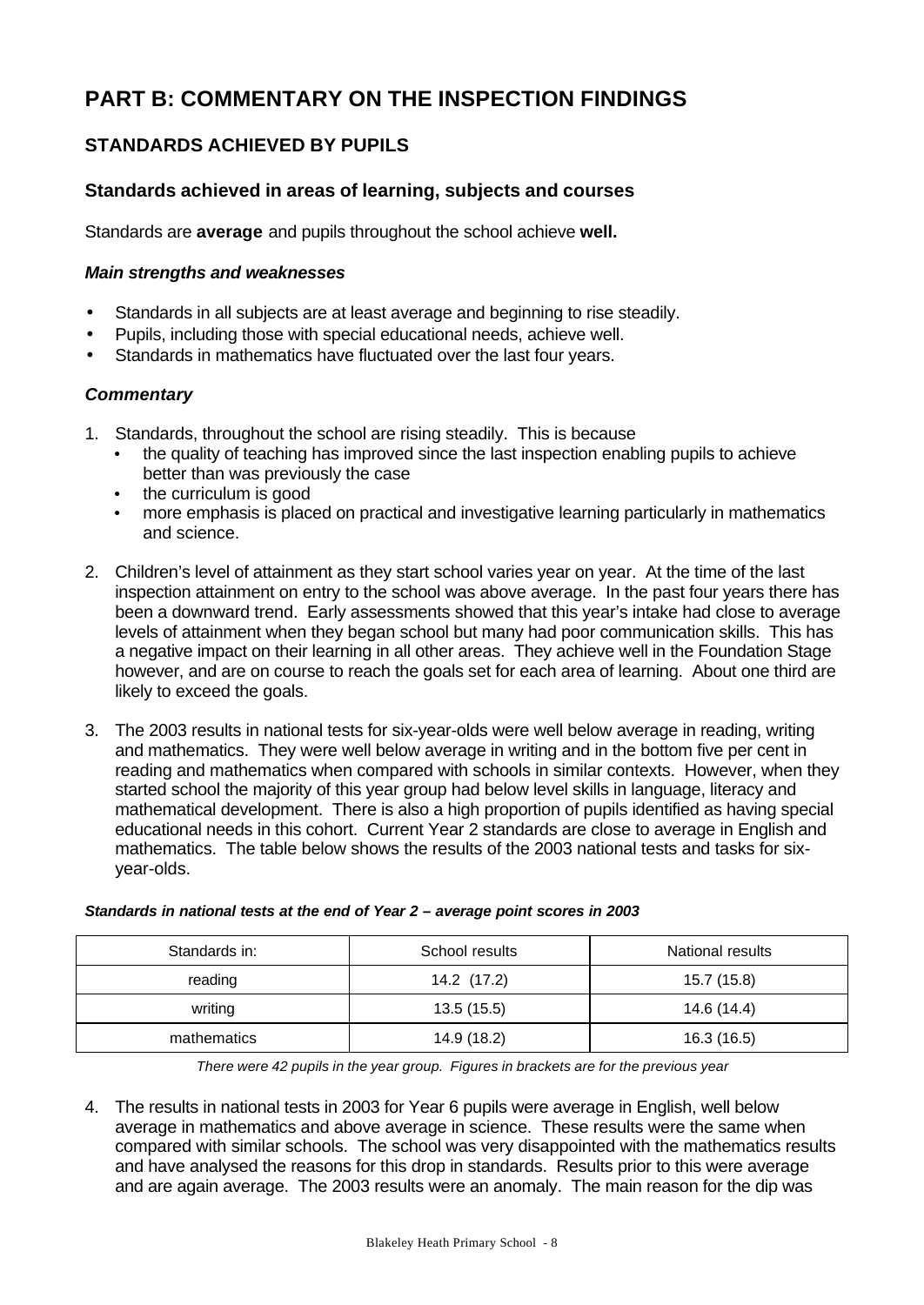# PART B: COMMENTARY ON THE INSPECTION FINDINGS

## STANDARDS ACHIEVED BY PUPILS

### Standards achieved in areas of learning, subjects and courses

Standards are **average** and pupils throughout the school achieve **well.**

#### *Main strengths and weaknesses*

- Standards in all subjects are at least average and beginning to rise steadily.
- Pupils, including those with special educational needs, achieve well.
- Standards in mathematics have fluctuated over the last four years.

#### *Commentary*

1. Standards, throughout the school are rising steadily. This is because
   - the quality of teaching has improved since the last inspection enabling pupils to achieve better than was previously the case
   - the curriculum is good
   - more emphasis is placed on practical and investigative learning particularly in mathematics and science.

2. Children's level of attainment as they start school varies year on year. At the time of the last inspection attainment on entry to the school was above average. In the past four years there has been a downward trend. Early assessments showed that this year's intake had close to average levels of attainment when they began school but many had poor communication skills. This has a negative impact on their learning in all other areas. They achieve well in the Foundation Stage however, and are on course to reach the goals set for each area of learning. About one third are likely to exceed the goals.

3. The 2003 results in national tests for six-year-olds were well below average in reading, writing and mathematics. They were well below average in writing and in the bottom five per cent in reading and mathematics when compared with schools in similar contexts. However, when they started school the majority of this year group had below level skills in language, literacy and mathematical development. There is also a high proportion of pupils identified as having special educational needs in this cohort. Current Year 2 standards are close to average in English and mathematics. The table below shows the results of the 2003 national tests and tasks for six-year-olds.

***Standards in national tests at the end of Year 2 – average point scores in 2003***

| Standards in: | School results | National results |
|---|---|---|
| reading | 14.2 (17.2) | 15.7 (15.8) |
| writing | 13.5 (15.5) | 14.6 (14.4) |
| mathematics | 14.9 (18.2) | 16.3 (16.5) |

*There were 42 pupils in the year group. Figures in brackets are for the previous year*

4. The results in national tests in 2003 for Year 6 pupils were average in English, well below average in mathematics and above average in science. These results were the same when compared with similar schools. The school was very disappointed with the mathematics results and have analysed the reasons for this drop in standards. Results prior to this were average and are again average. The 2003 results were an anomaly. The main reason for the dip was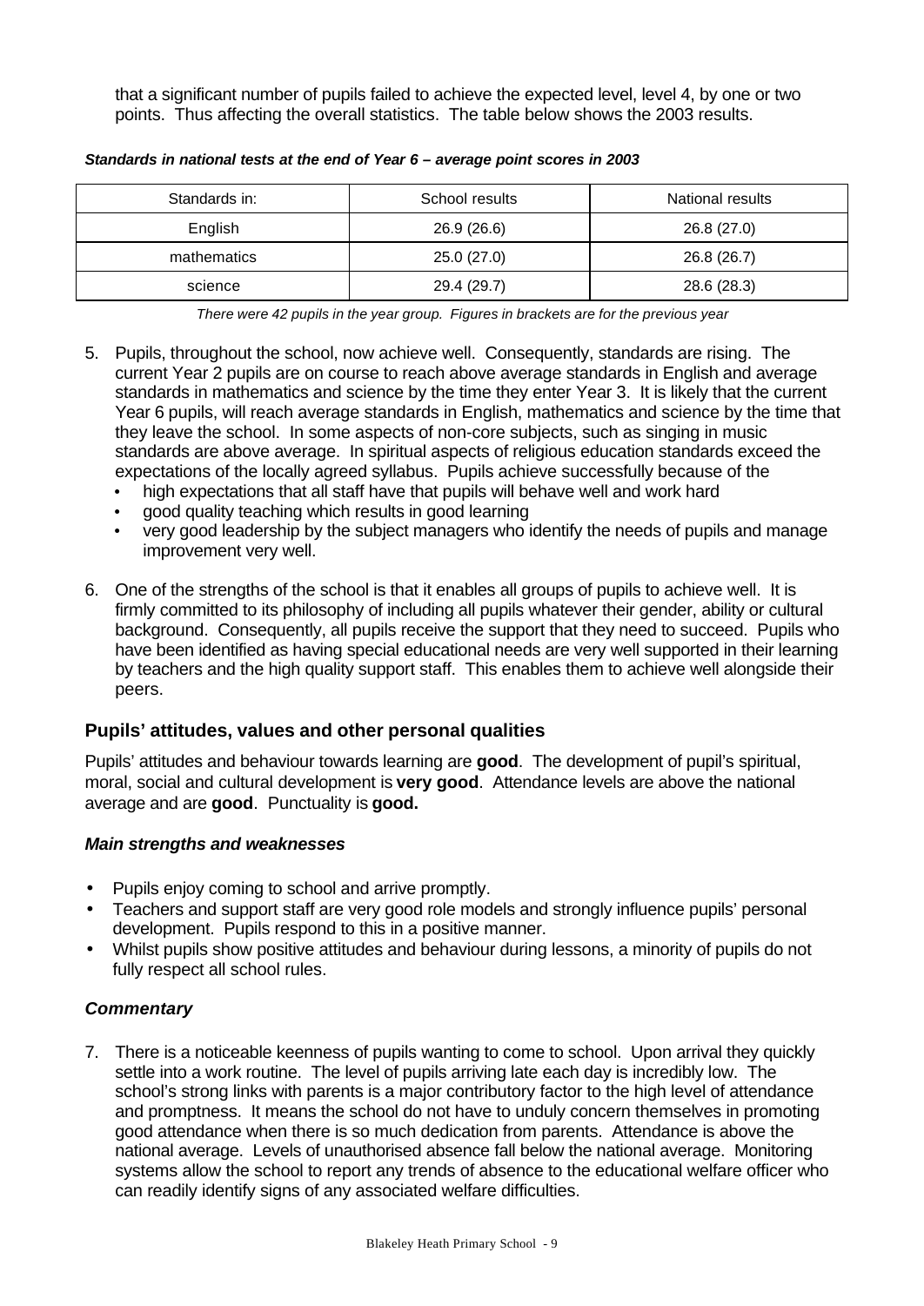that a significant number of pupils failed to achieve the expected level, level 4, by one or two points. Thus affecting the overall statistics. The table below shows the 2003 results.

***Standards in national tests at the end of Year 6 – average point scores in 2003***

| Standards in: | School results | National results |
|---|---|---|
| English | 26.9 (26.6) | 26.8 (27.0) |
| mathematics | 25.0 (27.0) | 26.8 (26.7) |
| science | 29.4 (29.7) | 28.6 (28.3) |

*There were 42 pupils in the year group. Figures in brackets are for the previous year*

5. Pupils, throughout the school, now achieve well. Consequently, standards are rising. The current Year 2 pupils are on course to reach above average standards in English and average standards in mathematics and science by the time they enter Year 3. It is likely that the current Year 6 pupils, will reach average standards in English, mathematics and science by the time that they leave the school. In some aspects of non-core subjects, such as singing in music standards are above average. In spiritual aspects of religious education standards exceed the expectations of the locally agreed syllabus. Pupils achieve successfully because of the
   - high expectations that all staff have that pupils will behave well and work hard
   - good quality teaching which results in good learning
   - very good leadership by the subject managers who identify the needs of pupils and manage improvement very well.

6. One of the strengths of the school is that it enables all groups of pupils to achieve well. It is firmly committed to its philosophy of including all pupils whatever their gender, ability or cultural background. Consequently, all pupils receive the support that they need to succeed. Pupils who have been identified as having special educational needs are very well supported in their learning by teachers and the high quality support staff. This enables them to achieve well alongside their peers.

## Pupils' attitudes, values and other personal qualities

Pupils' attitudes and behaviour towards learning are **good**. The development of pupil's spiritual, moral, social and cultural development is **very good**. Attendance levels are above the national average and are **good**. Punctuality is **good.**

### *Main strengths and weaknesses*

- Pupils enjoy coming to school and arrive promptly.
- Teachers and support staff are very good role models and strongly influence pupils' personal development. Pupils respond to this in a positive manner.
- Whilst pupils show positive attitudes and behaviour during lessons, a minority of pupils do not fully respect all school rules.

### *Commentary*

7. There is a noticeable keenness of pupils wanting to come to school. Upon arrival they quickly settle into a work routine. The level of pupils arriving late each day is incredibly low. The school's strong links with parents is a major contributory factor to the high level of attendance and promptness. It means the school do not have to unduly concern themselves in promoting good attendance when there is so much dedication from parents. Attendance is above the national average. Levels of unauthorised absence fall below the national average. Monitoring systems allow the school to report any trends of absence to the educational welfare officer who can readily identify signs of any associated welfare difficulties.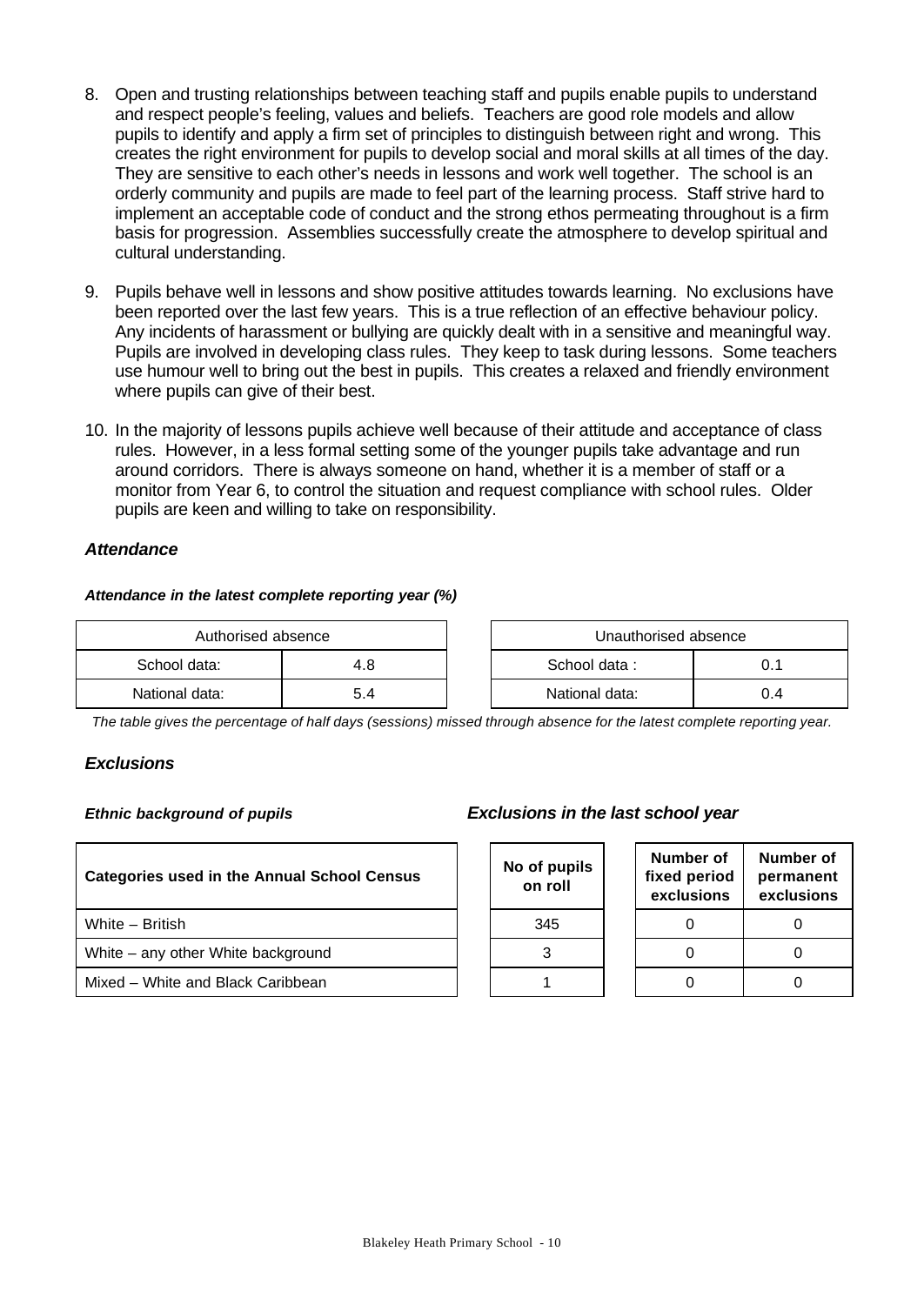8. Open and trusting relationships between teaching staff and pupils enable pupils to understand and respect people's feeling, values and beliefs. Teachers are good role models and allow pupils to identify and apply a firm set of principles to distinguish between right and wrong. This creates the right environment for pupils to develop social and moral skills at all times of the day. They are sensitive to each other's needs in lessons and work well together. The school is an orderly community and pupils are made to feel part of the learning process. Staff strive hard to implement an acceptable code of conduct and the strong ethos permeating throughout is a firm basis for progression. Assemblies successfully create the atmosphere to develop spiritual and cultural understanding.

9. Pupils behave well in lessons and show positive attitudes towards learning. No exclusions have been reported over the last few years. This is a true reflection of an effective behaviour policy. Any incidents of harassment or bullying are quickly dealt with in a sensitive and meaningful way. Pupils are involved in developing class rules. They keep to task during lessons. Some teachers use humour well to bring out the best in pupils. This creates a relaxed and friendly environment where pupils can give of their best.

10. In the majority of lessons pupils achieve well because of their attitude and acceptance of class rules. However, in a less formal setting some of the younger pupils take advantage and run around corridors. There is always someone on hand, whether it is a member of staff or a monitor from Year 6, to control the situation and request compliance with school rules. Older pupils are keen and willing to take on responsibility.

### *Attendance*

***Attendance in the latest complete reporting year (%)***

| Authorised absence | |
|---|---|
| School data: | 4.8 |
| National data: | 5.4 |

| Unauthorised absence | |
|---|---|
| School data : | 0.1 |
| National data: | 0.4 |

*The table gives the percentage of half days (sessions) missed through absence for the latest complete reporting year.*

### *Exclusions*

***Ethnic background of pupils*** — ***Exclusions in the last school year***

| Categories used in the Annual School Census | No of pupils on roll | Number of fixed period exclusions | Number of permanent exclusions |
|---|---|---|---|
| White – British | 345 | 0 | 0 |
| White – any other White background | 3 | 0 | 0 |
| Mixed – White and Black Caribbean | 1 | 0 | 0 |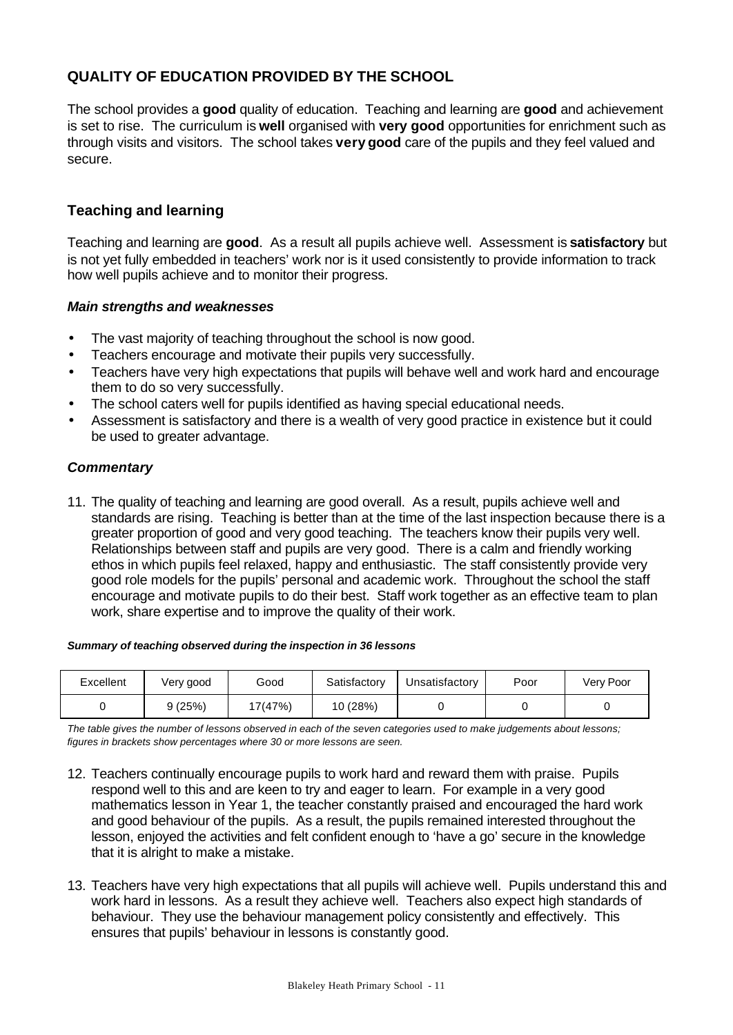## QUALITY OF EDUCATION PROVIDED BY THE SCHOOL

The school provides a **good** quality of education. Teaching and learning are **good** and achievement is set to rise. The curriculum is **well** organised with **very good** opportunities for enrichment such as through visits and visitors. The school takes **very good** care of the pupils and they feel valued and secure.

### Teaching and learning

Teaching and learning are **good**. As a result all pupils achieve well. Assessment is **satisfactory** but is not yet fully embedded in teachers' work nor is it used consistently to provide information to track how well pupils achieve and to monitor their progress.

#### *Main strengths and weaknesses*

- The vast majority of teaching throughout the school is now good.
- Teachers encourage and motivate their pupils very successfully.
- Teachers have very high expectations that pupils will behave well and work hard and encourage them to do so very successfully.
- The school caters well for pupils identified as having special educational needs.
- Assessment is satisfactory and there is a wealth of very good practice in existence but it could be used to greater advantage.

#### *Commentary*

11. The quality of teaching and learning are good overall. As a result, pupils achieve well and standards are rising. Teaching is better than at the time of the last inspection because there is a greater proportion of good and very good teaching. The teachers know their pupils very well. Relationships between staff and pupils are very good. There is a calm and friendly working ethos in which pupils feel relaxed, happy and enthusiastic. The staff consistently provide very good role models for the pupils' personal and academic work. Throughout the school the staff encourage and motivate pupils to do their best. Staff work together as an effective team to plan work, share expertise and to improve the quality of their work.

***Summary of teaching observed during the inspection in 36 lessons***

| Excellent | Very good | Good | Satisfactory | Unsatisfactory | Poor | Very Poor |
|---|---|---|---|---|---|---|
| 0 | 9 (25%) | 17(47%) | 10 (28%) | 0 | 0 | 0 |

*The table gives the number of lessons observed in each of the seven categories used to make judgements about lessons; figures in brackets show percentages where 30 or more lessons are seen.*

12. Teachers continually encourage pupils to work hard and reward them with praise. Pupils respond well to this and are keen to try and eager to learn. For example in a very good mathematics lesson in Year 1, the teacher constantly praised and encouraged the hard work and good behaviour of the pupils. As a result, the pupils remained interested throughout the lesson, enjoyed the activities and felt confident enough to 'have a go' secure in the knowledge that it is alright to make a mistake.

13. Teachers have very high expectations that all pupils will achieve well. Pupils understand this and work hard in lessons. As a result they achieve well. Teachers also expect high standards of behaviour. They use the behaviour management policy consistently and effectively. This ensures that pupils' behaviour in lessons is constantly good.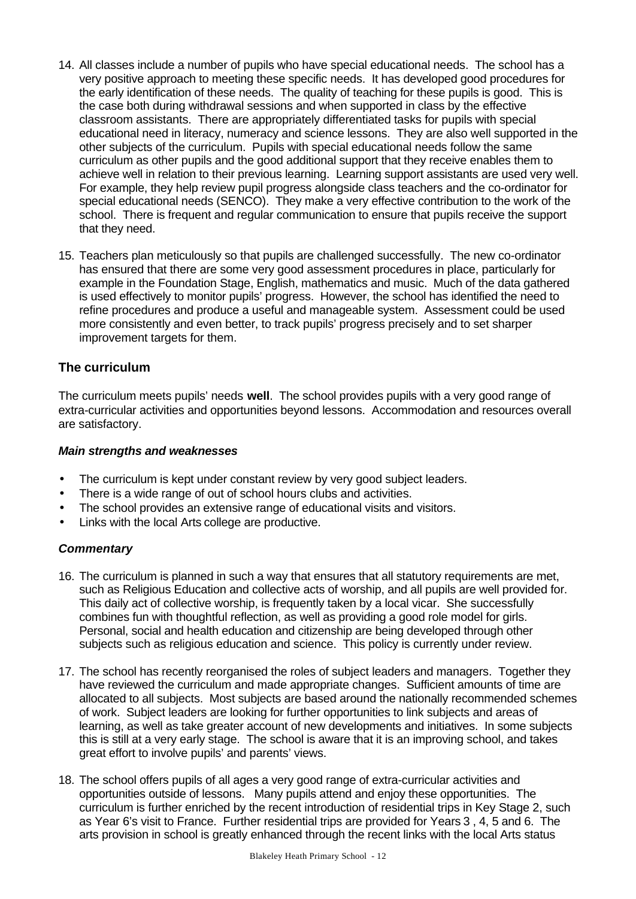14. All classes include a number of pupils who have special educational needs. The school has a very positive approach to meeting these specific needs. It has developed good procedures for the early identification of these needs. The quality of teaching for these pupils is good. This is the case both during withdrawal sessions and when supported in class by the effective classroom assistants. There are appropriately differentiated tasks for pupils with special educational need in literacy, numeracy and science lessons. They are also well supported in the other subjects of the curriculum. Pupils with special educational needs follow the same curriculum as other pupils and the good additional support that they receive enables them to achieve well in relation to their previous learning. Learning support assistants are used very well. For example, they help review pupil progress alongside class teachers and the co-ordinator for special educational needs (SENCO). They make a very effective contribution to the work of the school. There is frequent and regular communication to ensure that pupils receive the support that they need.

15. Teachers plan meticulously so that pupils are challenged successfully. The new co-ordinator has ensured that there are some very good assessment procedures in place, particularly for example in the Foundation Stage, English, mathematics and music. Much of the data gathered is used effectively to monitor pupils' progress. However, the school has identified the need to refine procedures and produce a useful and manageable system. Assessment could be used more consistently and even better, to track pupils' progress precisely and to set sharper improvement targets for them.

## The curriculum

The curriculum meets pupils' needs **well**. The school provides pupils with a very good range of extra-curricular activities and opportunities beyond lessons. Accommodation and resources overall are satisfactory.

### *Main strengths and weaknesses*

- The curriculum is kept under constant review by very good subject leaders.
- There is a wide range of out of school hours clubs and activities.
- The school provides an extensive range of educational visits and visitors.
- Links with the local Arts college are productive.

### *Commentary*

16. The curriculum is planned in such a way that ensures that all statutory requirements are met, such as Religious Education and collective acts of worship, and all pupils are well provided for. This daily act of collective worship, is frequently taken by a local vicar. She successfully combines fun with thoughtful reflection, as well as providing a good role model for girls. Personal, social and health education and citizenship are being developed through other subjects such as religious education and science. This policy is currently under review.

17. The school has recently reorganised the roles of subject leaders and managers. Together they have reviewed the curriculum and made appropriate changes. Sufficient amounts of time are allocated to all subjects. Most subjects are based around the nationally recommended schemes of work. Subject leaders are looking for further opportunities to link subjects and areas of learning, as well as take greater account of new developments and initiatives. In some subjects this is still at a very early stage. The school is aware that it is an improving school, and takes great effort to involve pupils' and parents' views.

18. The school offers pupils of all ages a very good range of extra-curricular activities and opportunities outside of lessons. Many pupils attend and enjoy these opportunities. The curriculum is further enriched by the recent introduction of residential trips in Key Stage 2, such as Year 6's visit to France. Further residential trips are provided for Years 3 , 4, 5 and 6. The arts provision in school is greatly enhanced through the recent links with the local Arts status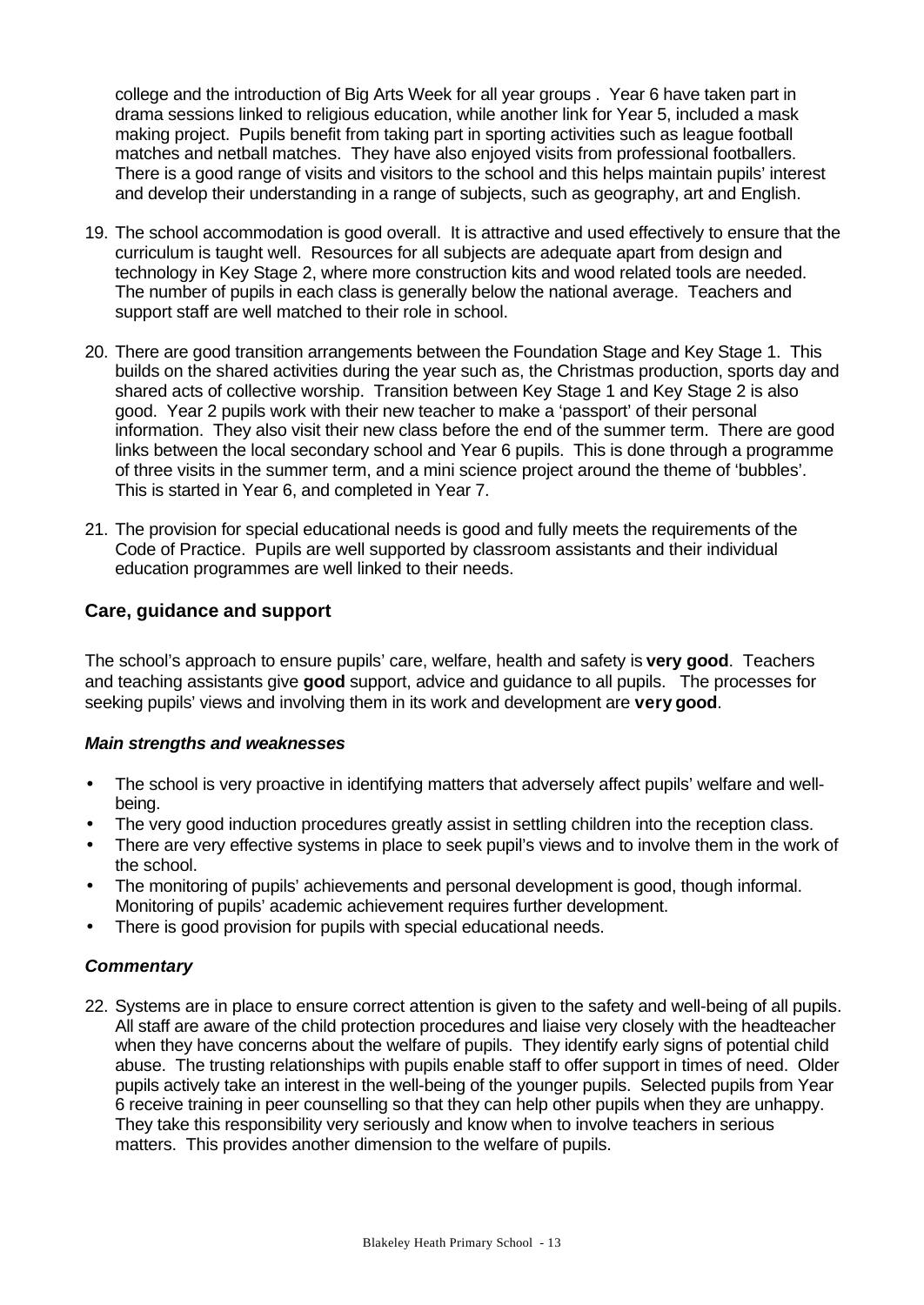college and the introduction of Big Arts Week for all year groups . Year 6 have taken part in drama sessions linked to religious education, while another link for Year 5, included a mask making project. Pupils benefit from taking part in sporting activities such as league football matches and netball matches. They have also enjoyed visits from professional footballers. There is a good range of visits and visitors to the school and this helps maintain pupils' interest and develop their understanding in a range of subjects, such as geography, art and English.

19. The school accommodation is good overall. It is attractive and used effectively to ensure that the curriculum is taught well. Resources for all subjects are adequate apart from design and technology in Key Stage 2, where more construction kits and wood related tools are needed. The number of pupils in each class is generally below the national average. Teachers and support staff are well matched to their role in school.

20. There are good transition arrangements between the Foundation Stage and Key Stage 1. This builds on the shared activities during the year such as, the Christmas production, sports day and shared acts of collective worship. Transition between Key Stage 1 and Key Stage 2 is also good. Year 2 pupils work with their new teacher to make a 'passport' of their personal information. They also visit their new class before the end of the summer term. There are good links between the local secondary school and Year 6 pupils. This is done through a programme of three visits in the summer term, and a mini science project around the theme of 'bubbles'. This is started in Year 6, and completed in Year 7.

21. The provision for special educational needs is good and fully meets the requirements of the Code of Practice. Pupils are well supported by classroom assistants and their individual education programmes are well linked to their needs.

## Care, guidance and support

The school's approach to ensure pupils' care, welfare, health and safety is **very good**. Teachers and teaching assistants give **good** support, advice and guidance to all pupils. The processes for seeking pupils' views and involving them in its work and development are **very good**.

### *Main strengths and weaknesses*

- The school is very proactive in identifying matters that adversely affect pupils' welfare and well-being.
- The very good induction procedures greatly assist in settling children into the reception class.
- There are very effective systems in place to seek pupil's views and to involve them in the work of the school.
- The monitoring of pupils' achievements and personal development is good, though informal. Monitoring of pupils' academic achievement requires further development.
- There is good provision for pupils with special educational needs.

### *Commentary*

22. Systems are in place to ensure correct attention is given to the safety and well-being of all pupils. All staff are aware of the child protection procedures and liaise very closely with the headteacher when they have concerns about the welfare of pupils. They identify early signs of potential child abuse. The trusting relationships with pupils enable staff to offer support in times of need. Older pupils actively take an interest in the well-being of the younger pupils. Selected pupils from Year 6 receive training in peer counselling so that they can help other pupils when they are unhappy. They take this responsibility very seriously and know when to involve teachers in serious matters. This provides another dimension to the welfare of pupils.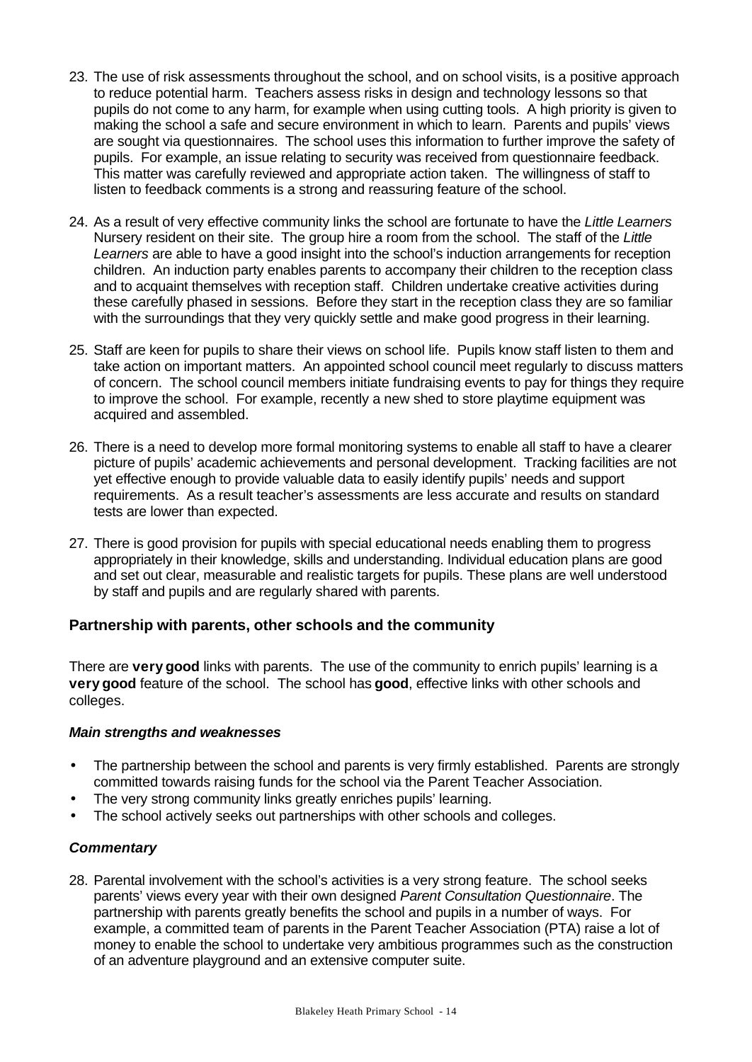23. The use of risk assessments throughout the school, and on school visits, is a positive approach to reduce potential harm. Teachers assess risks in design and technology lessons so that pupils do not come to any harm, for example when using cutting tools. A high priority is given to making the school a safe and secure environment in which to learn. Parents and pupils' views are sought via questionnaires. The school uses this information to further improve the safety of pupils. For example, an issue relating to security was received from questionnaire feedback. This matter was carefully reviewed and appropriate action taken. The willingness of staff to listen to feedback comments is a strong and reassuring feature of the school.

24. As a result of very effective community links the school are fortunate to have the *Little Learners* Nursery resident on their site. The group hire a room from the school. The staff of the *Little Learners* are able to have a good insight into the school's induction arrangements for reception children. An induction party enables parents to accompany their children to the reception class and to acquaint themselves with reception staff. Children undertake creative activities during these carefully phased in sessions. Before they start in the reception class they are so familiar with the surroundings that they very quickly settle and make good progress in their learning.

25. Staff are keen for pupils to share their views on school life. Pupils know staff listen to them and take action on important matters. An appointed school council meet regularly to discuss matters of concern. The school council members initiate fundraising events to pay for things they require to improve the school. For example, recently a new shed to store playtime equipment was acquired and assembled.

26. There is a need to develop more formal monitoring systems to enable all staff to have a clearer picture of pupils' academic achievements and personal development. Tracking facilities are not yet effective enough to provide valuable data to easily identify pupils' needs and support requirements. As a result teacher's assessments are less accurate and results on standard tests are lower than expected.

27. There is good provision for pupils with special educational needs enabling them to progress appropriately in their knowledge, skills and understanding. Individual education plans are good and set out clear, measurable and realistic targets for pupils. These plans are well understood by staff and pupils and are regularly shared with parents.

## Partnership with parents, other schools and the community

There are **very good** links with parents. The use of the community to enrich pupils' learning is a **very good** feature of the school. The school has **good**, effective links with other schools and colleges.

### *Main strengths and weaknesses*

- The partnership between the school and parents is very firmly established. Parents are strongly committed towards raising funds for the school via the Parent Teacher Association.
- The very strong community links greatly enriches pupils' learning.
- The school actively seeks out partnerships with other schools and colleges.

### *Commentary*

28. Parental involvement with the school's activities is a very strong feature. The school seeks parents' views every year with their own designed *Parent Consultation Questionnaire*. The partnership with parents greatly benefits the school and pupils in a number of ways. For example, a committed team of parents in the Parent Teacher Association (PTA) raise a lot of money to enable the school to undertake very ambitious programmes such as the construction of an adventure playground and an extensive computer suite.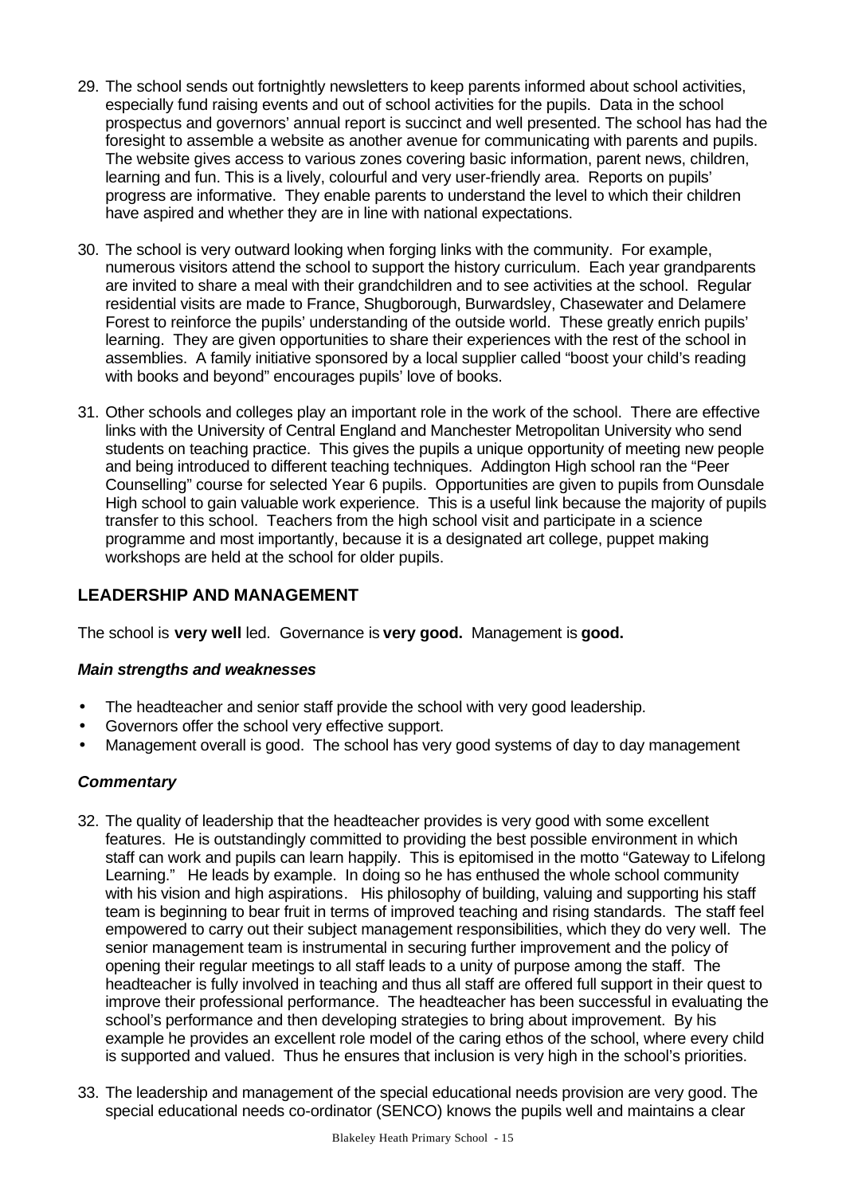29. The school sends out fortnightly newsletters to keep parents informed about school activities, especially fund raising events and out of school activities for the pupils. Data in the school prospectus and governors' annual report is succinct and well presented. The school has had the foresight to assemble a website as another avenue for communicating with parents and pupils. The website gives access to various zones covering basic information, parent news, children, learning and fun. This is a lively, colourful and very user-friendly area. Reports on pupils' progress are informative. They enable parents to understand the level to which their children have aspired and whether they are in line with national expectations.

30. The school is very outward looking when forging links with the community. For example, numerous visitors attend the school to support the history curriculum. Each year grandparents are invited to share a meal with their grandchildren and to see activities at the school. Regular residential visits are made to France, Shugborough, Burwardsley, Chasewater and Delamere Forest to reinforce the pupils' understanding of the outside world. These greatly enrich pupils' learning. They are given opportunities to share their experiences with the rest of the school in assemblies. A family initiative sponsored by a local supplier called "boost your child's reading with books and beyond" encourages pupils' love of books.

31. Other schools and colleges play an important role in the work of the school. There are effective links with the University of Central England and Manchester Metropolitan University who send students on teaching practice. This gives the pupils a unique opportunity of meeting new people and being introduced to different teaching techniques. Addington High school ran the "Peer Counselling" course for selected Year 6 pupils. Opportunities are given to pupils from Ounsdale High school to gain valuable work experience. This is a useful link because the majority of pupils transfer to this school. Teachers from the high school visit and participate in a science programme and most importantly, because it is a designated art college, puppet making workshops are held at the school for older pupils.

## LEADERSHIP AND MANAGEMENT

The school is **very well** led. Governance is **very good.** Management is **good.**

### *Main strengths and weaknesses*

- The headteacher and senior staff provide the school with very good leadership.
- Governors offer the school very effective support.
- Management overall is good. The school has very good systems of day to day management

### *Commentary*

32. The quality of leadership that the headteacher provides is very good with some excellent features. He is outstandingly committed to providing the best possible environment in which staff can work and pupils can learn happily. This is epitomised in the motto "Gateway to Lifelong Learning." He leads by example. In doing so he has enthused the whole school community with his vision and high aspirations. His philosophy of building, valuing and supporting his staff team is beginning to bear fruit in terms of improved teaching and rising standards. The staff feel empowered to carry out their subject management responsibilities, which they do very well. The senior management team is instrumental in securing further improvement and the policy of opening their regular meetings to all staff leads to a unity of purpose among the staff. The headteacher is fully involved in teaching and thus all staff are offered full support in their quest to improve their professional performance. The headteacher has been successful in evaluating the school's performance and then developing strategies to bring about improvement. By his example he provides an excellent role model of the caring ethos of the school, where every child is supported and valued. Thus he ensures that inclusion is very high in the school's priorities.

33. The leadership and management of the special educational needs provision are very good. The special educational needs co-ordinator (SENCO) knows the pupils well and maintains a clear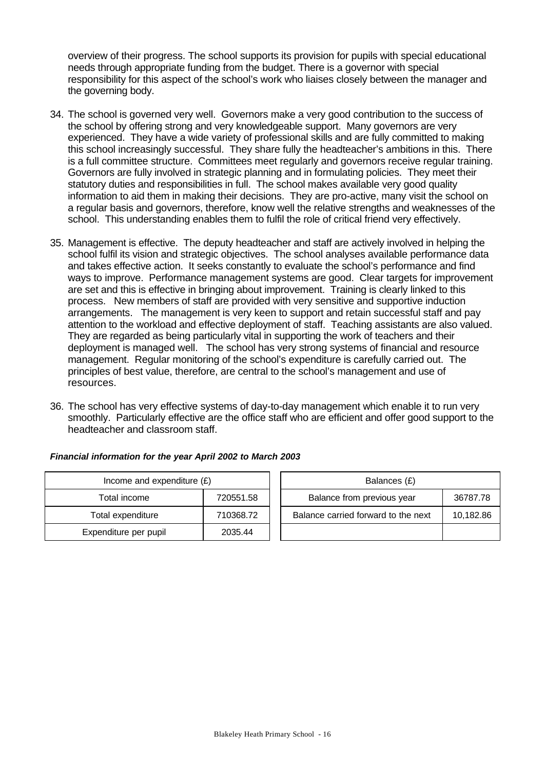overview of their progress. The school supports its provision for pupils with special educational needs through appropriate funding from the budget. There is a governor with special responsibility for this aspect of the school's work who liaises closely between the manager and the governing body.

34. The school is governed very well. Governors make a very good contribution to the success of the school by offering strong and very knowledgeable support. Many governors are very experienced. They have a wide variety of professional skills and are fully committed to making this school increasingly successful. They share fully the headteacher's ambitions in this. There is a full committee structure. Committees meet regularly and governors receive regular training. Governors are fully involved in strategic planning and in formulating policies. They meet their statutory duties and responsibilities in full. The school makes available very good quality information to aid them in making their decisions. They are pro-active, many visit the school on a regular basis and governors, therefore, know well the relative strengths and weaknesses of the school. This understanding enables them to fulfil the role of critical friend very effectively.

35. Management is effective. The deputy headteacher and staff are actively involved in helping the school fulfil its vision and strategic objectives. The school analyses available performance data and takes effective action. It seeks constantly to evaluate the school's performance and find ways to improve. Performance management systems are good. Clear targets for improvement are set and this is effective in bringing about improvement. Training is clearly linked to this process. New members of staff are provided with very sensitive and supportive induction arrangements. The management is very keen to support and retain successful staff and pay attention to the workload and effective deployment of staff. Teaching assistants are also valued. They are regarded as being particularly vital in supporting the work of teachers and their deployment is managed well. The school has very strong systems of financial and resource management. Regular monitoring of the school's expenditure is carefully carried out. The principles of best value, therefore, are central to the school's management and use of resources.

36. The school has very effective systems of day-to-day management which enable it to run very smoothly. Particularly effective are the office staff who are efficient and offer good support to the headteacher and classroom staff.

***Financial information for the year April 2002 to March 2003***

| Income and expenditure (£) | |
|---|---|
| Total income | 720551.58 |
| Total expenditure | 710368.72 |
| Expenditure per pupil | 2035.44 |

| Balances (£) | |
|---|---|
| Balance from previous year | 36787.78 |
| Balance carried forward to the next | 10,182.86 |
| | |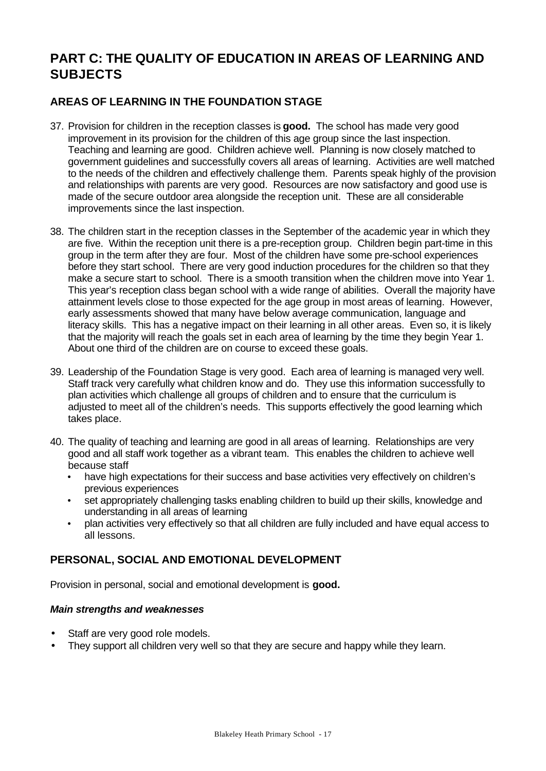# PART C: THE QUALITY OF EDUCATION IN AREAS OF LEARNING AND SUBJECTS

## AREAS OF LEARNING IN THE FOUNDATION STAGE

37. Provision for children in the reception classes is **good.** The school has made very good improvement in its provision for the children of this age group since the last inspection. Teaching and learning are good. Children achieve well. Planning is now closely matched to government guidelines and successfully covers all areas of learning. Activities are well matched to the needs of the children and effectively challenge them. Parents speak highly of the provision and relationships with parents are very good. Resources are now satisfactory and good use is made of the secure outdoor area alongside the reception unit. These are all considerable improvements since the last inspection.

38. The children start in the reception classes in the September of the academic year in which they are five. Within the reception unit there is a pre-reception group. Children begin part-time in this group in the term after they are four. Most of the children have some pre-school experiences before they start school. There are very good induction procedures for the children so that they make a secure start to school. There is a smooth transition when the children move into Year 1. This year's reception class began school with a wide range of abilities. Overall the majority have attainment levels close to those expected for the age group in most areas of learning. However, early assessments showed that many have below average communication, language and literacy skills. This has a negative impact on their learning in all other areas. Even so, it is likely that the majority will reach the goals set in each area of learning by the time they begin Year 1. About one third of the children are on course to exceed these goals.

39. Leadership of the Foundation Stage is very good. Each area of learning is managed very well. Staff track very carefully what children know and do. They use this information successfully to plan activities which challenge all groups of children and to ensure that the curriculum is adjusted to meet all of the children's needs. This supports effectively the good learning which takes place.

40. The quality of teaching and learning are good in all areas of learning. Relationships are very good and all staff work together as a vibrant team. This enables the children to achieve well because staff
    - have high expectations for their success and base activities very effectively on children's previous experiences
    - set appropriately challenging tasks enabling children to build up their skills, knowledge and understanding in all areas of learning
    - plan activities very effectively so that all children are fully included and have equal access to all lessons.

## PERSONAL, SOCIAL AND EMOTIONAL DEVELOPMENT

Provision in personal, social and emotional development is **good.**

***Main strengths and weaknesses***

- Staff are very good role models.
- They support all children very well so that they are secure and happy while they learn.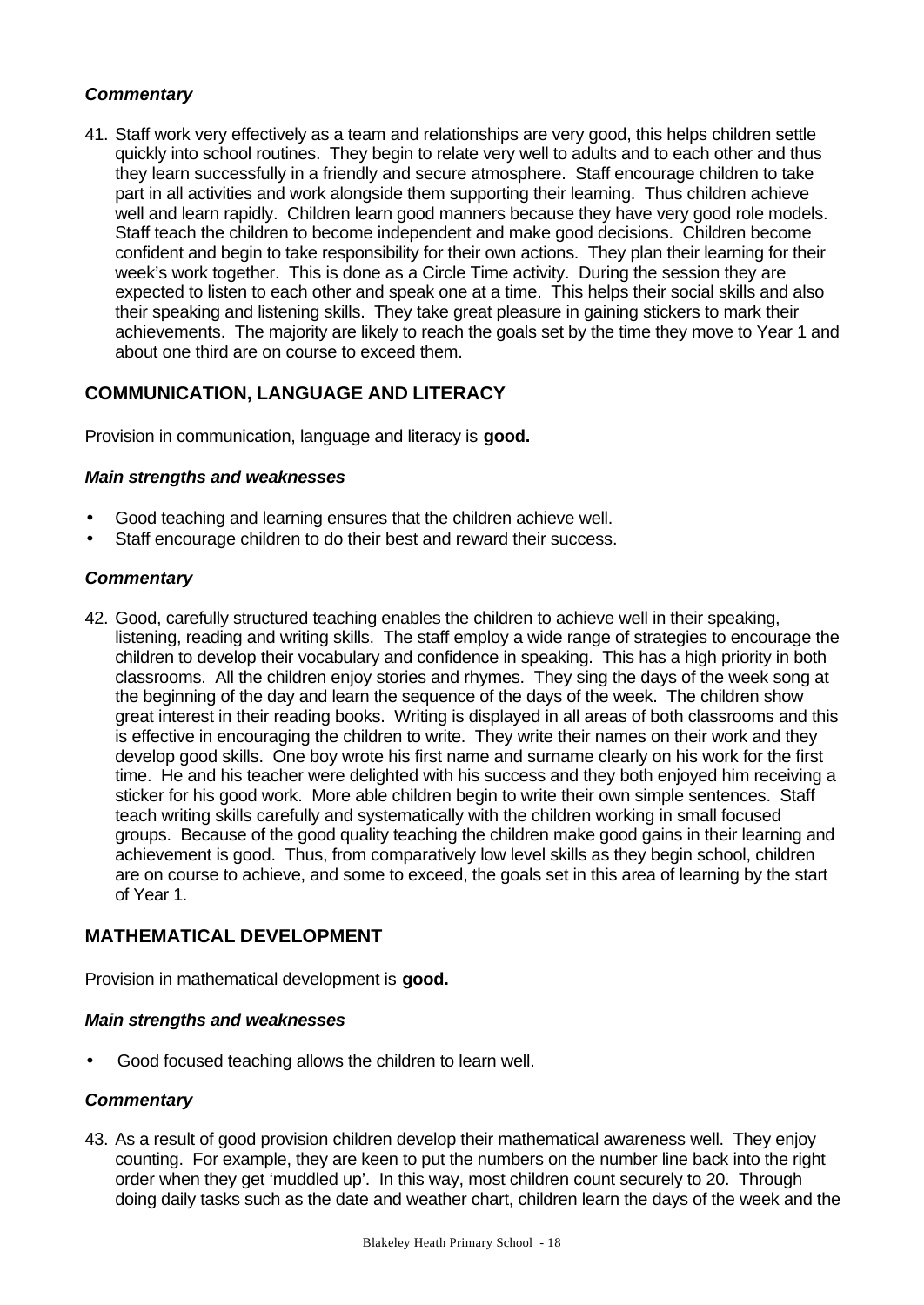***Commentary***

41. Staff work very effectively as a team and relationships are very good, this helps children settle quickly into school routines. They begin to relate very well to adults and to each other and thus they learn successfully in a friendly and secure atmosphere. Staff encourage children to take part in all activities and work alongside them supporting their learning. Thus children achieve well and learn rapidly. Children learn good manners because they have very good role models. Staff teach the children to become independent and make good decisions. Children become confident and begin to take responsibility for their own actions. They plan their learning for their week's work together. This is done as a Circle Time activity. During the session they are expected to listen to each other and speak one at a time. This helps their social skills and also their speaking and listening skills. They take great pleasure in gaining stickers to mark their achievements. The majority are likely to reach the goals set by the time they move to Year 1 and about one third are on course to exceed them.

## COMMUNICATION, LANGUAGE AND LITERACY

Provision in communication, language and literacy is **good.**

***Main strengths and weaknesses***

- Good teaching and learning ensures that the children achieve well.
- Staff encourage children to do their best and reward their success.

***Commentary***

42. Good, carefully structured teaching enables the children to achieve well in their speaking, listening, reading and writing skills. The staff employ a wide range of strategies to encourage the children to develop their vocabulary and confidence in speaking. This has a high priority in both classrooms. All the children enjoy stories and rhymes. They sing the days of the week song at the beginning of the day and learn the sequence of the days of the week. The children show great interest in their reading books. Writing is displayed in all areas of both classrooms and this is effective in encouraging the children to write. They write their names on their work and they develop good skills. One boy wrote his first name and surname clearly on his work for the first time. He and his teacher were delighted with his success and they both enjoyed him receiving a sticker for his good work. More able children begin to write their own simple sentences. Staff teach writing skills carefully and systematically with the children working in small focused groups. Because of the good quality teaching the children make good gains in their learning and achievement is good. Thus, from comparatively low level skills as they begin school, children are on course to achieve, and some to exceed, the goals set in this area of learning by the start of Year 1.

## MATHEMATICAL DEVELOPMENT

Provision in mathematical development is **good.**

***Main strengths and weaknesses***

- Good focused teaching allows the children to learn well.

***Commentary***

43. As a result of good provision children develop their mathematical awareness well. They enjoy counting. For example, they are keen to put the numbers on the number line back into the right order when they get 'muddled up'. In this way, most children count securely to 20. Through doing daily tasks such as the date and weather chart, children learn the days of the week and the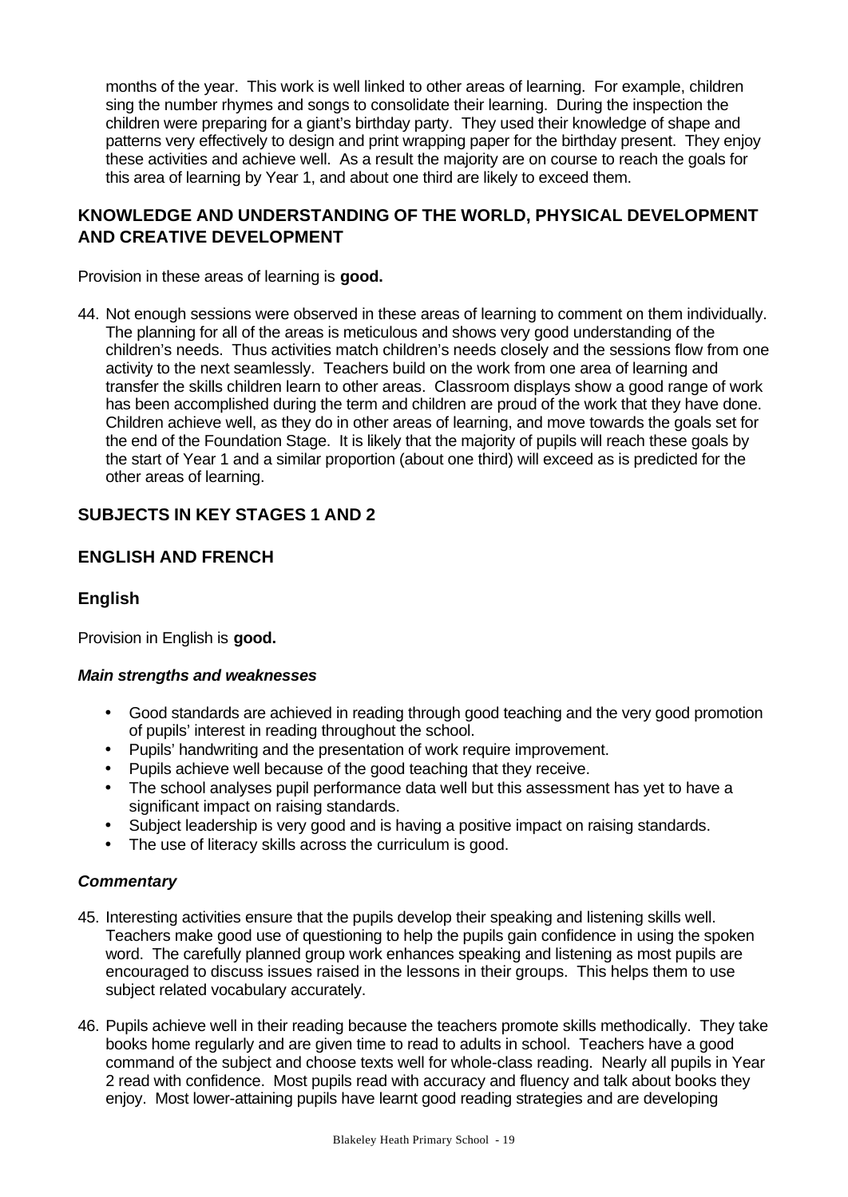months of the year. This work is well linked to other areas of learning. For example, children sing the number rhymes and songs to consolidate their learning. During the inspection the children were preparing for a giant's birthday party. They used their knowledge of shape and patterns very effectively to design and print wrapping paper for the birthday present. They enjoy these activities and achieve well. As a result the majority are on course to reach the goals for this area of learning by Year 1, and about one third are likely to exceed them.

## KNOWLEDGE AND UNDERSTANDING OF THE WORLD, PHYSICAL DEVELOPMENT AND CREATIVE DEVELOPMENT

Provision in these areas of learning is **good.**

44. Not enough sessions were observed in these areas of learning to comment on them individually. The planning for all of the areas is meticulous and shows very good understanding of the children's needs. Thus activities match children's needs closely and the sessions flow from one activity to the next seamlessly. Teachers build on the work from one area of learning and transfer the skills children learn to other areas. Classroom displays show a good range of work has been accomplished during the term and children are proud of the work that they have done. Children achieve well, as they do in other areas of learning, and move towards the goals set for the end of the Foundation Stage. It is likely that the majority of pupils will reach these goals by the start of Year 1 and a similar proportion (about one third) will exceed as is predicted for the other areas of learning.

## SUBJECTS IN KEY STAGES 1 AND 2

## ENGLISH AND FRENCH

### English

Provision in English is **good.**

#### *Main strengths and weaknesses*

- Good standards are achieved in reading through good teaching and the very good promotion of pupils' interest in reading throughout the school.
- Pupils' handwriting and the presentation of work require improvement.
- Pupils achieve well because of the good teaching that they receive.
- The school analyses pupil performance data well but this assessment has yet to have a significant impact on raising standards.
- Subject leadership is very good and is having a positive impact on raising standards.
- The use of literacy skills across the curriculum is good.

#### *Commentary*

45. Interesting activities ensure that the pupils develop their speaking and listening skills well. Teachers make good use of questioning to help the pupils gain confidence in using the spoken word. The carefully planned group work enhances speaking and listening as most pupils are encouraged to discuss issues raised in the lessons in their groups. This helps them to use subject related vocabulary accurately.

46. Pupils achieve well in their reading because the teachers promote skills methodically. They take books home regularly and are given time to read to adults in school. Teachers have a good command of the subject and choose texts well for whole-class reading. Nearly all pupils in Year 2 read with confidence. Most pupils read with accuracy and fluency and talk about books they enjoy. Most lower-attaining pupils have learnt good reading strategies and are developing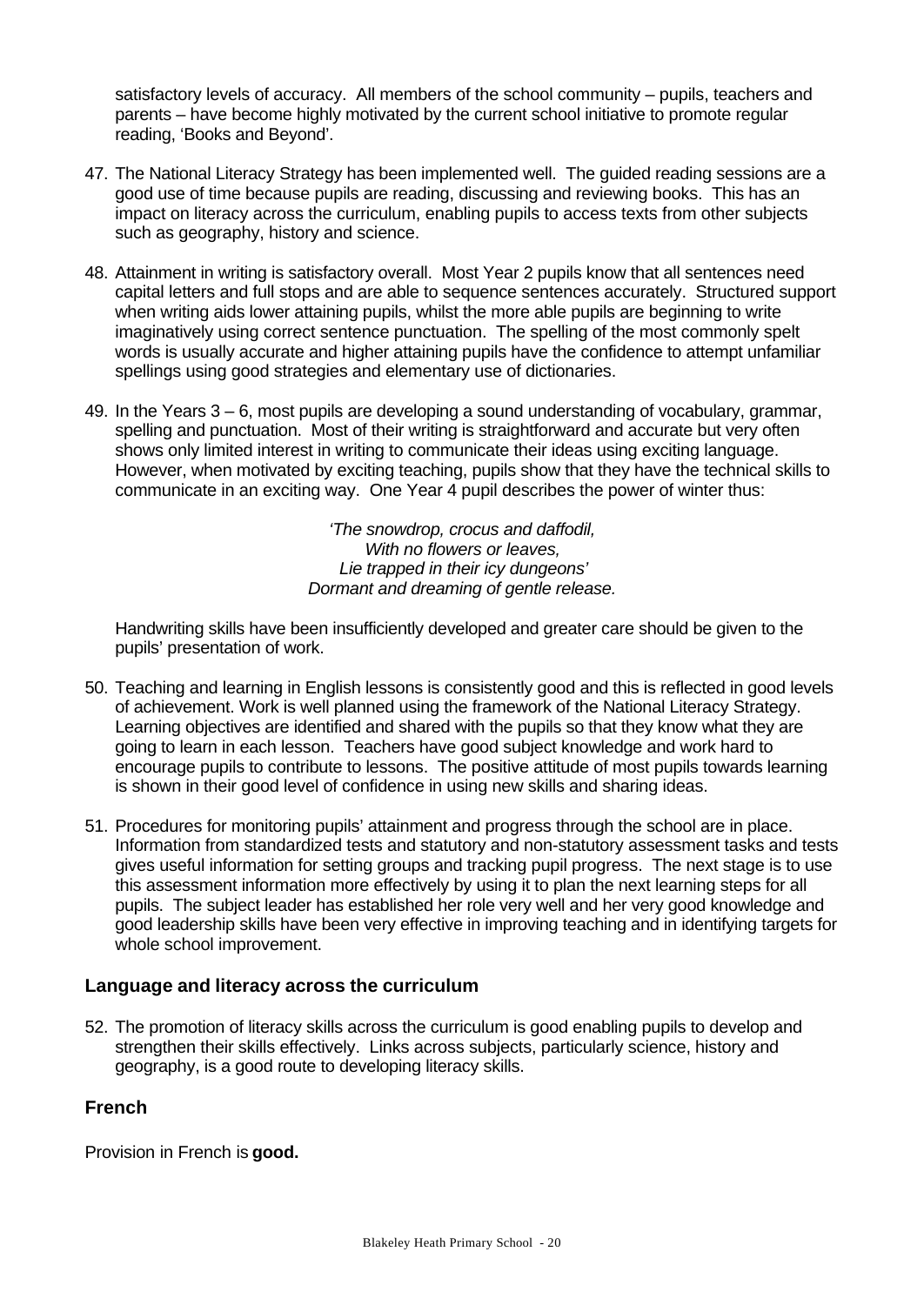satisfactory levels of accuracy. All members of the school community – pupils, teachers and parents – have become highly motivated by the current school initiative to promote regular reading, 'Books and Beyond'.

47. The National Literacy Strategy has been implemented well. The guided reading sessions are a good use of time because pupils are reading, discussing and reviewing books. This has an impact on literacy across the curriculum, enabling pupils to access texts from other subjects such as geography, history and science.

48. Attainment in writing is satisfactory overall. Most Year 2 pupils know that all sentences need capital letters and full stops and are able to sequence sentences accurately. Structured support when writing aids lower attaining pupils, whilst the more able pupils are beginning to write imaginatively using correct sentence punctuation. The spelling of the most commonly spelt words is usually accurate and higher attaining pupils have the confidence to attempt unfamiliar spellings using good strategies and elementary use of dictionaries.

49. In the Years 3 – 6, most pupils are developing a sound understanding of vocabulary, grammar, spelling and punctuation. Most of their writing is straightforward and accurate but very often shows only limited interest in writing to communicate their ideas using exciting language. However, when motivated by exciting teaching, pupils show that they have the technical skills to communicate in an exciting way. One Year 4 pupil describes the power of winter thus:

   *'The snowdrop, crocus and daffodil,*
   *With no flowers or leaves,*
   *Lie trapped in their icy dungeons'*
   *Dormant and dreaming of gentle release.*

   Handwriting skills have been insufficiently developed and greater care should be given to the pupils' presentation of work.

50. Teaching and learning in English lessons is consistently good and this is reflected in good levels of achievement. Work is well planned using the framework of the National Literacy Strategy. Learning objectives are identified and shared with the pupils so that they know what they are going to learn in each lesson. Teachers have good subject knowledge and work hard to encourage pupils to contribute to lessons. The positive attitude of most pupils towards learning is shown in their good level of confidence in using new skills and sharing ideas.

51. Procedures for monitoring pupils' attainment and progress through the school are in place. Information from standardized tests and statutory and non-statutory assessment tasks and tests gives useful information for setting groups and tracking pupil progress. The next stage is to use this assessment information more effectively by using it to plan the next learning steps for all pupils. The subject leader has established her role very well and her very good knowledge and good leadership skills have been very effective in improving teaching and in identifying targets for whole school improvement.

### Language and literacy across the curriculum

52. The promotion of literacy skills across the curriculum is good enabling pupils to develop and strengthen their skills effectively. Links across subjects, particularly science, history and geography, is a good route to developing literacy skills.

### French

Provision in French is **good.**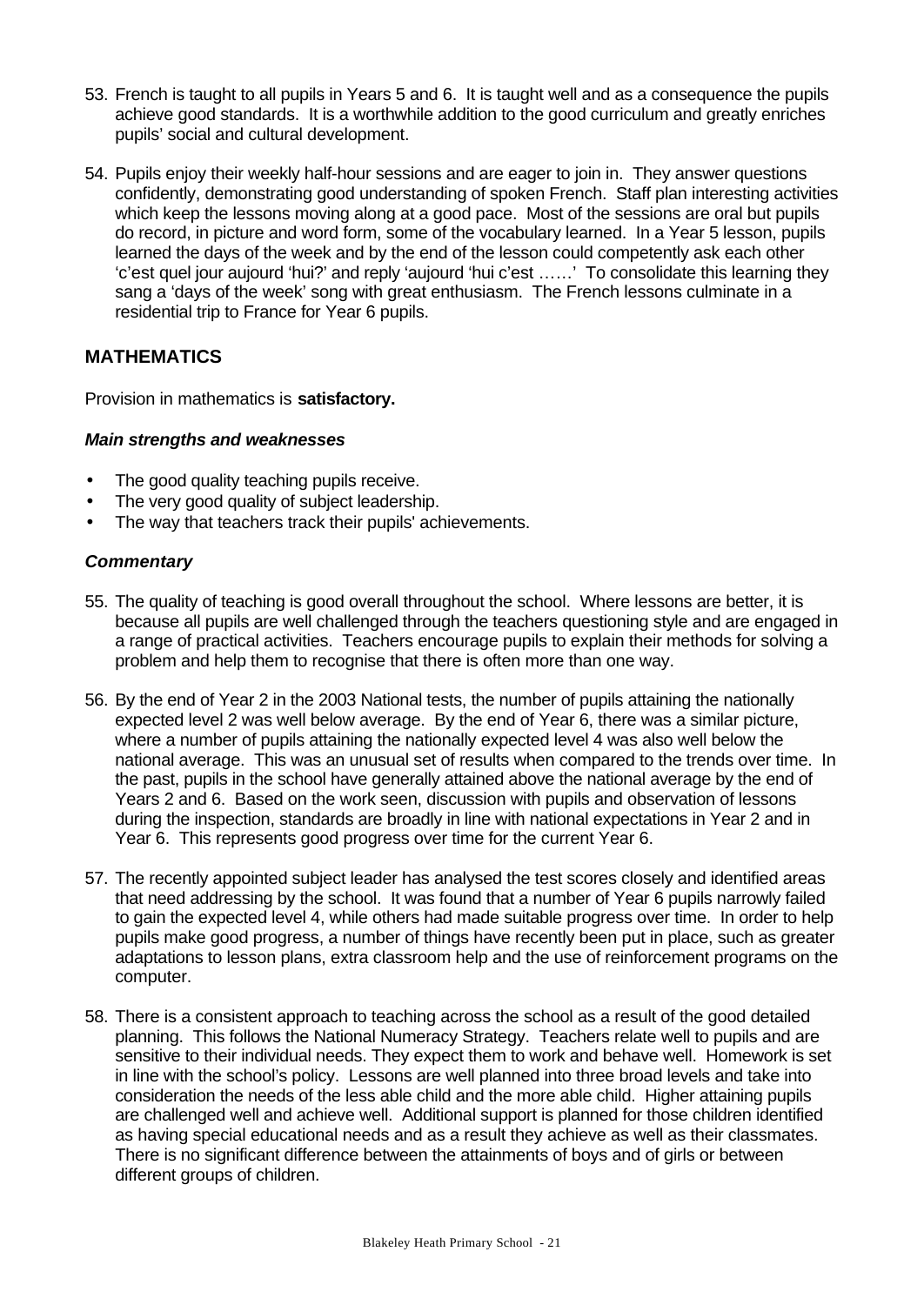53. French is taught to all pupils in Years 5 and 6. It is taught well and as a consequence the pupils achieve good standards. It is a worthwhile addition to the good curriculum and greatly enriches pupils' social and cultural development.

54. Pupils enjoy their weekly half-hour sessions and are eager to join in. They answer questions confidently, demonstrating good understanding of spoken French. Staff plan interesting activities which keep the lessons moving along at a good pace. Most of the sessions are oral but pupils do record, in picture and word form, some of the vocabulary learned. In a Year 5 lesson, pupils learned the days of the week and by the end of the lesson could competently ask each other 'c'est quel jour aujourd 'hui?' and reply 'aujourd 'hui c'est ……' To consolidate this learning they sang a 'days of the week' song with great enthusiasm. The French lessons culminate in a residential trip to France for Year 6 pupils.

## MATHEMATICS

Provision in mathematics is **satisfactory.**

### *Main strengths and weaknesses*

- The good quality teaching pupils receive.
- The very good quality of subject leadership.
- The way that teachers track their pupils' achievements.

### *Commentary*

55. The quality of teaching is good overall throughout the school. Where lessons are better, it is because all pupils are well challenged through the teachers questioning style and are engaged in a range of practical activities. Teachers encourage pupils to explain their methods for solving a problem and help them to recognise that there is often more than one way.

56. By the end of Year 2 in the 2003 National tests, the number of pupils attaining the nationally expected level 2 was well below average. By the end of Year 6, there was a similar picture, where a number of pupils attaining the nationally expected level 4 was also well below the national average. This was an unusual set of results when compared to the trends over time. In the past, pupils in the school have generally attained above the national average by the end of Years 2 and 6. Based on the work seen, discussion with pupils and observation of lessons during the inspection, standards are broadly in line with national expectations in Year 2 and in Year 6. This represents good progress over time for the current Year 6.

57. The recently appointed subject leader has analysed the test scores closely and identified areas that need addressing by the school. It was found that a number of Year 6 pupils narrowly failed to gain the expected level 4, while others had made suitable progress over time. In order to help pupils make good progress, a number of things have recently been put in place, such as greater adaptations to lesson plans, extra classroom help and the use of reinforcement programs on the computer.

58. There is a consistent approach to teaching across the school as a result of the good detailed planning. This follows the National Numeracy Strategy. Teachers relate well to pupils and are sensitive to their individual needs. They expect them to work and behave well. Homework is set in line with the school's policy. Lessons are well planned into three broad levels and take into consideration the needs of the less able child and the more able child. Higher attaining pupils are challenged well and achieve well. Additional support is planned for those children identified as having special educational needs and as a result they achieve as well as their classmates. There is no significant difference between the attainments of boys and of girls or between different groups of children.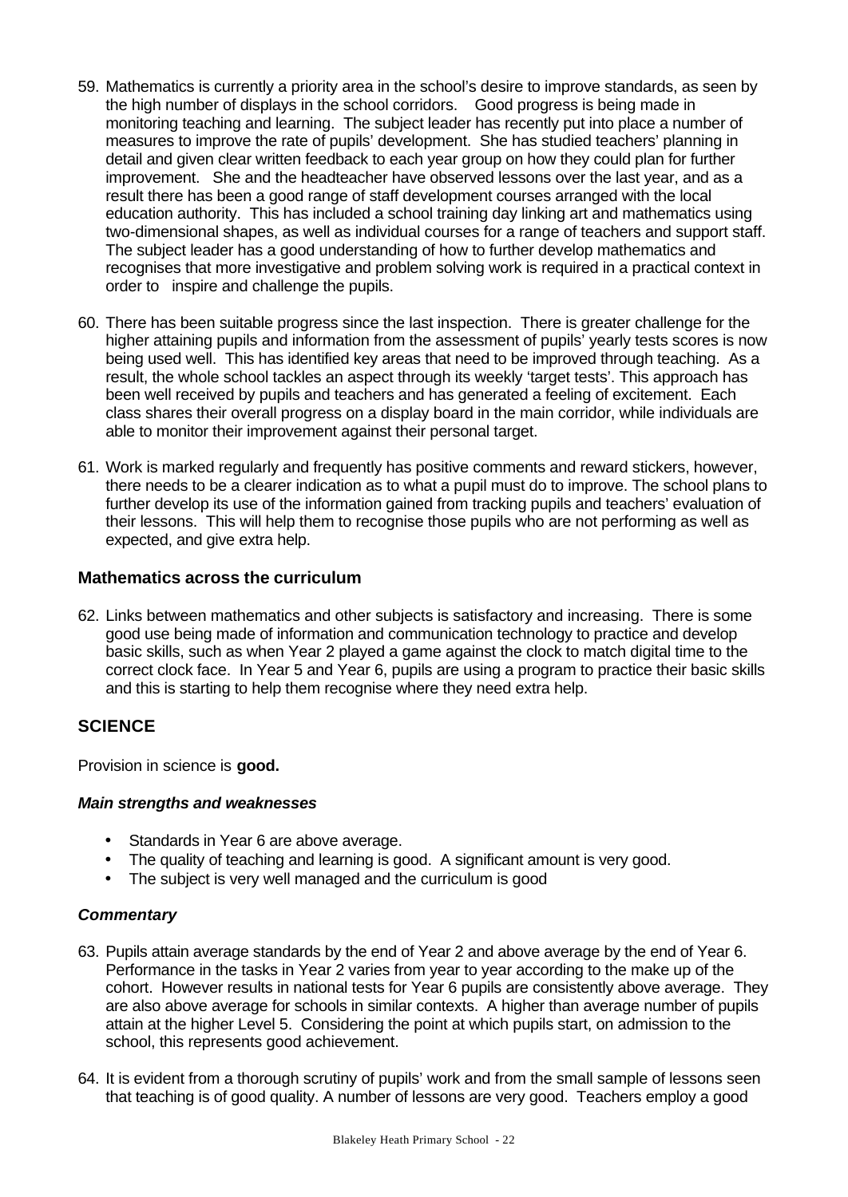59. Mathematics is currently a priority area in the school's desire to improve standards, as seen by the high number of displays in the school corridors. Good progress is being made in monitoring teaching and learning. The subject leader has recently put into place a number of measures to improve the rate of pupils' development. She has studied teachers' planning in detail and given clear written feedback to each year group on how they could plan for further improvement. She and the headteacher have observed lessons over the last year, and as a result there has been a good range of staff development courses arranged with the local education authority. This has included a school training day linking art and mathematics using two-dimensional shapes, as well as individual courses for a range of teachers and support staff. The subject leader has a good understanding of how to further develop mathematics and recognises that more investigative and problem solving work is required in a practical context in order to inspire and challenge the pupils.

60. There has been suitable progress since the last inspection. There is greater challenge for the higher attaining pupils and information from the assessment of pupils' yearly tests scores is now being used well. This has identified key areas that need to be improved through teaching. As a result, the whole school tackles an aspect through its weekly 'target tests'. This approach has been well received by pupils and teachers and has generated a feeling of excitement. Each class shares their overall progress on a display board in the main corridor, while individuals are able to monitor their improvement against their personal target.

61. Work is marked regularly and frequently has positive comments and reward stickers, however, there needs to be a clearer indication as to what a pupil must do to improve. The school plans to further develop its use of the information gained from tracking pupils and teachers' evaluation of their lessons. This will help them to recognise those pupils who are not performing as well as expected, and give extra help.

### Mathematics across the curriculum

62. Links between mathematics and other subjects is satisfactory and increasing. There is some good use being made of information and communication technology to practice and develop basic skills, such as when Year 2 played a game against the clock to match digital time to the correct clock face. In Year 5 and Year 6, pupils are using a program to practice their basic skills and this is starting to help them recognise where they need extra help.

## SCIENCE

Provision in science is **good.**

#### *Main strengths and weaknesses*

- Standards in Year 6 are above average.
- The quality of teaching and learning is good. A significant amount is very good.
- The subject is very well managed and the curriculum is good

#### *Commentary*

63. Pupils attain average standards by the end of Year 2 and above average by the end of Year 6. Performance in the tasks in Year 2 varies from year to year according to the make up of the cohort. However results in national tests for Year 6 pupils are consistently above average. They are also above average for schools in similar contexts. A higher than average number of pupils attain at the higher Level 5. Considering the point at which pupils start, on admission to the school, this represents good achievement.

64. It is evident from a thorough scrutiny of pupils' work and from the small sample of lessons seen that teaching is of good quality. A number of lessons are very good. Teachers employ a good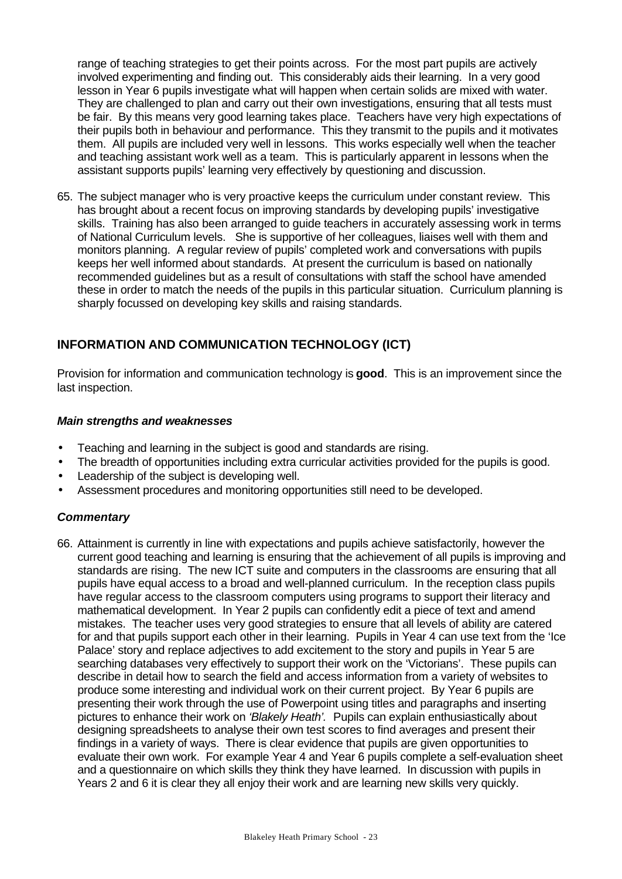range of teaching strategies to get their points across. For the most part pupils are actively involved experimenting and finding out. This considerably aids their learning. In a very good lesson in Year 6 pupils investigate what will happen when certain solids are mixed with water. They are challenged to plan and carry out their own investigations, ensuring that all tests must be fair. By this means very good learning takes place. Teachers have very high expectations of their pupils both in behaviour and performance. This they transmit to the pupils and it motivates them. All pupils are included very well in lessons. This works especially well when the teacher and teaching assistant work well as a team. This is particularly apparent in lessons when the assistant supports pupils' learning very effectively by questioning and discussion.

65. The subject manager who is very proactive keeps the curriculum under constant review. This has brought about a recent focus on improving standards by developing pupils' investigative skills. Training has also been arranged to guide teachers in accurately assessing work in terms of National Curriculum levels. She is supportive of her colleagues, liaises well with them and monitors planning. A regular review of pupils' completed work and conversations with pupils keeps her well informed about standards. At present the curriculum is based on nationally recommended guidelines but as a result of consultations with staff the school have amended these in order to match the needs of the pupils in this particular situation. Curriculum planning is sharply focussed on developing key skills and raising standards.

## INFORMATION AND COMMUNICATION TECHNOLOGY (ICT)

Provision for information and communication technology is **good**. This is an improvement since the last inspection.

### *Main strengths and weaknesses*

- Teaching and learning in the subject is good and standards are rising.
- The breadth of opportunities including extra curricular activities provided for the pupils is good.
- Leadership of the subject is developing well.
- Assessment procedures and monitoring opportunities still need to be developed.

### *Commentary*

66. Attainment is currently in line with expectations and pupils achieve satisfactorily, however the current good teaching and learning is ensuring that the achievement of all pupils is improving and standards are rising. The new ICT suite and computers in the classrooms are ensuring that all pupils have equal access to a broad and well-planned curriculum. In the reception class pupils have regular access to the classroom computers using programs to support their literacy and mathematical development. In Year 2 pupils can confidently edit a piece of text and amend mistakes. The teacher uses very good strategies to ensure that all levels of ability are catered for and that pupils support each other in their learning. Pupils in Year 4 can use text from the 'Ice Palace' story and replace adjectives to add excitement to the story and pupils in Year 5 are searching databases very effectively to support their work on the 'Victorians'. These pupils can describe in detail how to search the field and access information from a variety of websites to produce some interesting and individual work on their current project. By Year 6 pupils are presenting their work through the use of Powerpoint using titles and paragraphs and inserting pictures to enhance their work on *'Blakely Heath'.* Pupils can explain enthusiastically about designing spreadsheets to analyse their own test scores to find averages and present their findings in a variety of ways. There is clear evidence that pupils are given opportunities to evaluate their own work. For example Year 4 and Year 6 pupils complete a self-evaluation sheet and a questionnaire on which skills they think they have learned. In discussion with pupils in Years 2 and 6 it is clear they all enjoy their work and are learning new skills very quickly.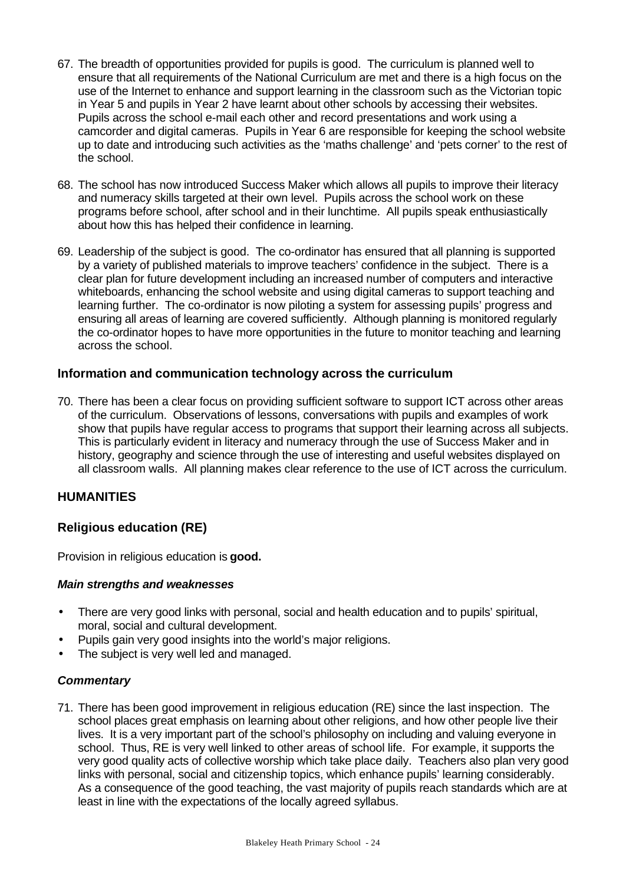67. The breadth of opportunities provided for pupils is good. The curriculum is planned well to ensure that all requirements of the National Curriculum are met and there is a high focus on the use of the Internet to enhance and support learning in the classroom such as the Victorian topic in Year 5 and pupils in Year 2 have learnt about other schools by accessing their websites. Pupils across the school e-mail each other and record presentations and work using a camcorder and digital cameras. Pupils in Year 6 are responsible for keeping the school website up to date and introducing such activities as the 'maths challenge' and 'pets corner' to the rest of the school.

68. The school has now introduced Success Maker which allows all pupils to improve their literacy and numeracy skills targeted at their own level. Pupils across the school work on these programs before school, after school and in their lunchtime. All pupils speak enthusiastically about how this has helped their confidence in learning.

69. Leadership of the subject is good. The co-ordinator has ensured that all planning is supported by a variety of published materials to improve teachers' confidence in the subject. There is a clear plan for future development including an increased number of computers and interactive whiteboards, enhancing the school website and using digital cameras to support teaching and learning further. The co-ordinator is now piloting a system for assessing pupils' progress and ensuring all areas of learning are covered sufficiently. Although planning is monitored regularly the co-ordinator hopes to have more opportunities in the future to monitor teaching and learning across the school.

### Information and communication technology across the curriculum

70. There has been a clear focus on providing sufficient software to support ICT across other areas of the curriculum. Observations of lessons, conversations with pupils and examples of work show that pupils have regular access to programs that support their learning across all subjects. This is particularly evident in literacy and numeracy through the use of Success Maker and in history, geography and science through the use of interesting and useful websites displayed on all classroom walls. All planning makes clear reference to the use of ICT across the curriculum.

## HUMANITIES

### Religious education (RE)

Provision in religious education is **good.**

#### *Main strengths and weaknesses*

- There are very good links with personal, social and health education and to pupils' spiritual, moral, social and cultural development.
- Pupils gain very good insights into the world's major religions.
- The subject is very well led and managed.

#### *Commentary*

71. There has been good improvement in religious education (RE) since the last inspection. The school places great emphasis on learning about other religions, and how other people live their lives. It is a very important part of the school's philosophy on including and valuing everyone in school. Thus, RE is very well linked to other areas of school life. For example, it supports the very good quality acts of collective worship which take place daily. Teachers also plan very good links with personal, social and citizenship topics, which enhance pupils' learning considerably. As a consequence of the good teaching, the vast majority of pupils reach standards which are at least in line with the expectations of the locally agreed syllabus.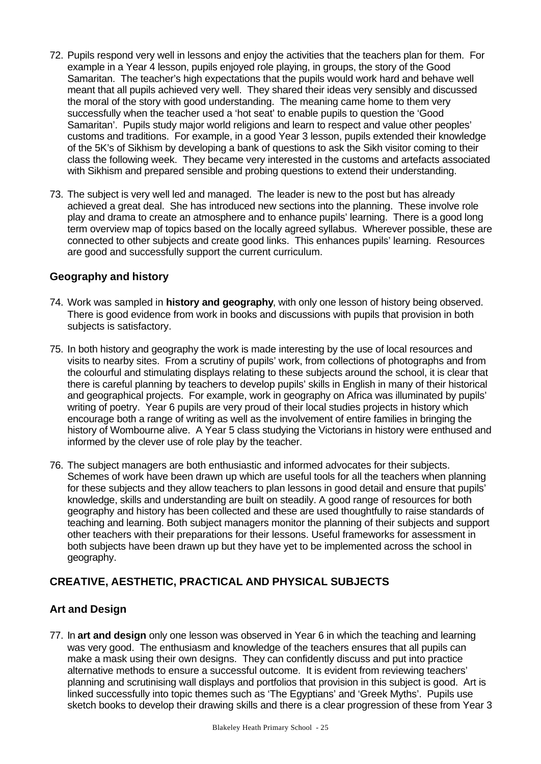72. Pupils respond very well in lessons and enjoy the activities that the teachers plan for them. For example in a Year 4 lesson, pupils enjoyed role playing, in groups, the story of the Good Samaritan. The teacher's high expectations that the pupils would work hard and behave well meant that all pupils achieved very well. They shared their ideas very sensibly and discussed the moral of the story with good understanding. The meaning came home to them very successfully when the teacher used a 'hot seat' to enable pupils to question the 'Good Samaritan'. Pupils study major world religions and learn to respect and value other peoples' customs and traditions. For example, in a good Year 3 lesson, pupils extended their knowledge of the 5K's of Sikhism by developing a bank of questions to ask the Sikh visitor coming to their class the following week. They became very interested in the customs and artefacts associated with Sikhism and prepared sensible and probing questions to extend their understanding.

73. The subject is very well led and managed. The leader is new to the post but has already achieved a great deal. She has introduced new sections into the planning. These involve role play and drama to create an atmosphere and to enhance pupils' learning. There is a good long term overview map of topics based on the locally agreed syllabus. Wherever possible, these are connected to other subjects and create good links. This enhances pupils' learning. Resources are good and successfully support the current curriculum.

### Geography and history

74. Work was sampled in **history and geography**, with only one lesson of history being observed. There is good evidence from work in books and discussions with pupils that provision in both subjects is satisfactory.

75. In both history and geography the work is made interesting by the use of local resources and visits to nearby sites. From a scrutiny of pupils' work, from collections of photographs and from the colourful and stimulating displays relating to these subjects around the school, it is clear that there is careful planning by teachers to develop pupils' skills in English in many of their historical and geographical projects. For example, work in geography on Africa was illuminated by pupils' writing of poetry. Year 6 pupils are very proud of their local studies projects in history which encourage both a range of writing as well as the involvement of entire families in bringing the history of Wombourne alive. A Year 5 class studying the Victorians in history were enthused and informed by the clever use of role play by the teacher.

76. The subject managers are both enthusiastic and informed advocates for their subjects. Schemes of work have been drawn up which are useful tools for all the teachers when planning for these subjects and they allow teachers to plan lessons in good detail and ensure that pupils' knowledge, skills and understanding are built on steadily. A good range of resources for both geography and history has been collected and these are used thoughtfully to raise standards of teaching and learning. Both subject managers monitor the planning of their subjects and support other teachers with their preparations for their lessons. Useful frameworks for assessment in both subjects have been drawn up but they have yet to be implemented across the school in geography.

## CREATIVE, AESTHETIC, PRACTICAL AND PHYSICAL SUBJECTS

### Art and Design

77. In **art and design** only one lesson was observed in Year 6 in which the teaching and learning was very good. The enthusiasm and knowledge of the teachers ensures that all pupils can make a mask using their own designs. They can confidently discuss and put into practice alternative methods to ensure a successful outcome. It is evident from reviewing teachers' planning and scrutinising wall displays and portfolios that provision in this subject is good. Art is linked successfully into topic themes such as 'The Egyptians' and 'Greek Myths'. Pupils use sketch books to develop their drawing skills and there is a clear progression of these from Year 3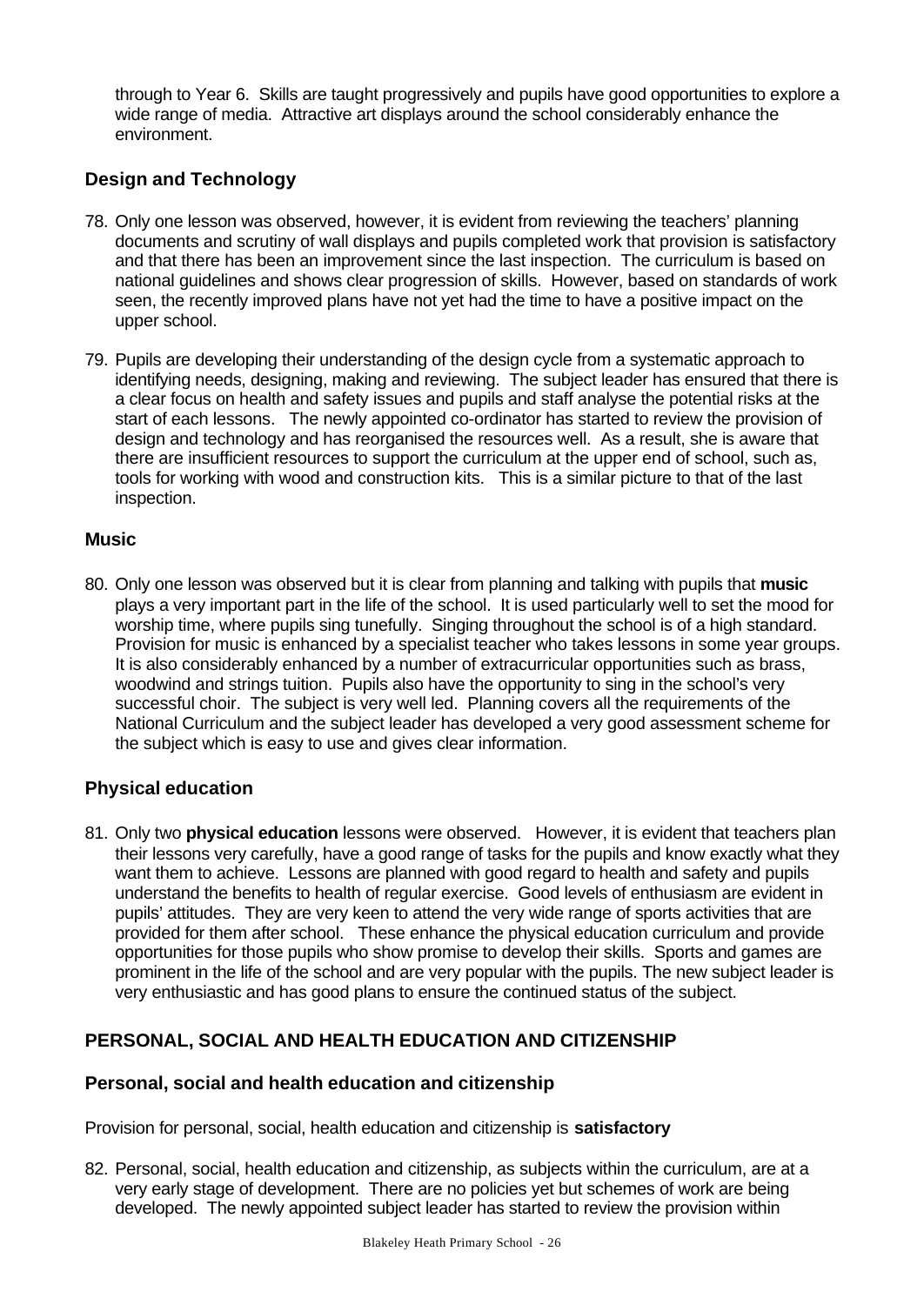through to Year 6. Skills are taught progressively and pupils have good opportunities to explore a wide range of media. Attractive art displays around the school considerably enhance the environment.

### Design and Technology

78. Only one lesson was observed, however, it is evident from reviewing the teachers' planning documents and scrutiny of wall displays and pupils completed work that provision is satisfactory and that there has been an improvement since the last inspection. The curriculum is based on national guidelines and shows clear progression of skills. However, based on standards of work seen, the recently improved plans have not yet had the time to have a positive impact on the upper school.

79. Pupils are developing their understanding of the design cycle from a systematic approach to identifying needs, designing, making and reviewing. The subject leader has ensured that there is a clear focus on health and safety issues and pupils and staff analyse the potential risks at the start of each lessons. The newly appointed co-ordinator has started to review the provision of design and technology and has reorganised the resources well. As a result, she is aware that there are insufficient resources to support the curriculum at the upper end of school, such as, tools for working with wood and construction kits. This is a similar picture to that of the last inspection.

### Music

80. Only one lesson was observed but it is clear from planning and talking with pupils that **music** plays a very important part in the life of the school. It is used particularly well to set the mood for worship time, where pupils sing tunefully. Singing throughout the school is of a high standard. Provision for music is enhanced by a specialist teacher who takes lessons in some year groups. It is also considerably enhanced by a number of extracurricular opportunities such as brass, woodwind and strings tuition. Pupils also have the opportunity to sing in the school's very successful choir. The subject is very well led. Planning covers all the requirements of the National Curriculum and the subject leader has developed a very good assessment scheme for the subject which is easy to use and gives clear information.

### Physical education

81. Only two **physical education** lessons were observed. However, it is evident that teachers plan their lessons very carefully, have a good range of tasks for the pupils and know exactly what they want them to achieve. Lessons are planned with good regard to health and safety and pupils understand the benefits to health of regular exercise. Good levels of enthusiasm are evident in pupils' attitudes. They are very keen to attend the very wide range of sports activities that are provided for them after school. These enhance the physical education curriculum and provide opportunities for those pupils who show promise to develop their skills. Sports and games are prominent in the life of the school and are very popular with the pupils. The new subject leader is very enthusiastic and has good plans to ensure the continued status of the subject.

## PERSONAL, SOCIAL AND HEALTH EDUCATION AND CITIZENSHIP

### Personal, social and health education and citizenship

Provision for personal, social, health education and citizenship is **satisfactory**

82. Personal, social, health education and citizenship, as subjects within the curriculum, are at a very early stage of development. There are no policies yet but schemes of work are being developed. The newly appointed subject leader has started to review the provision within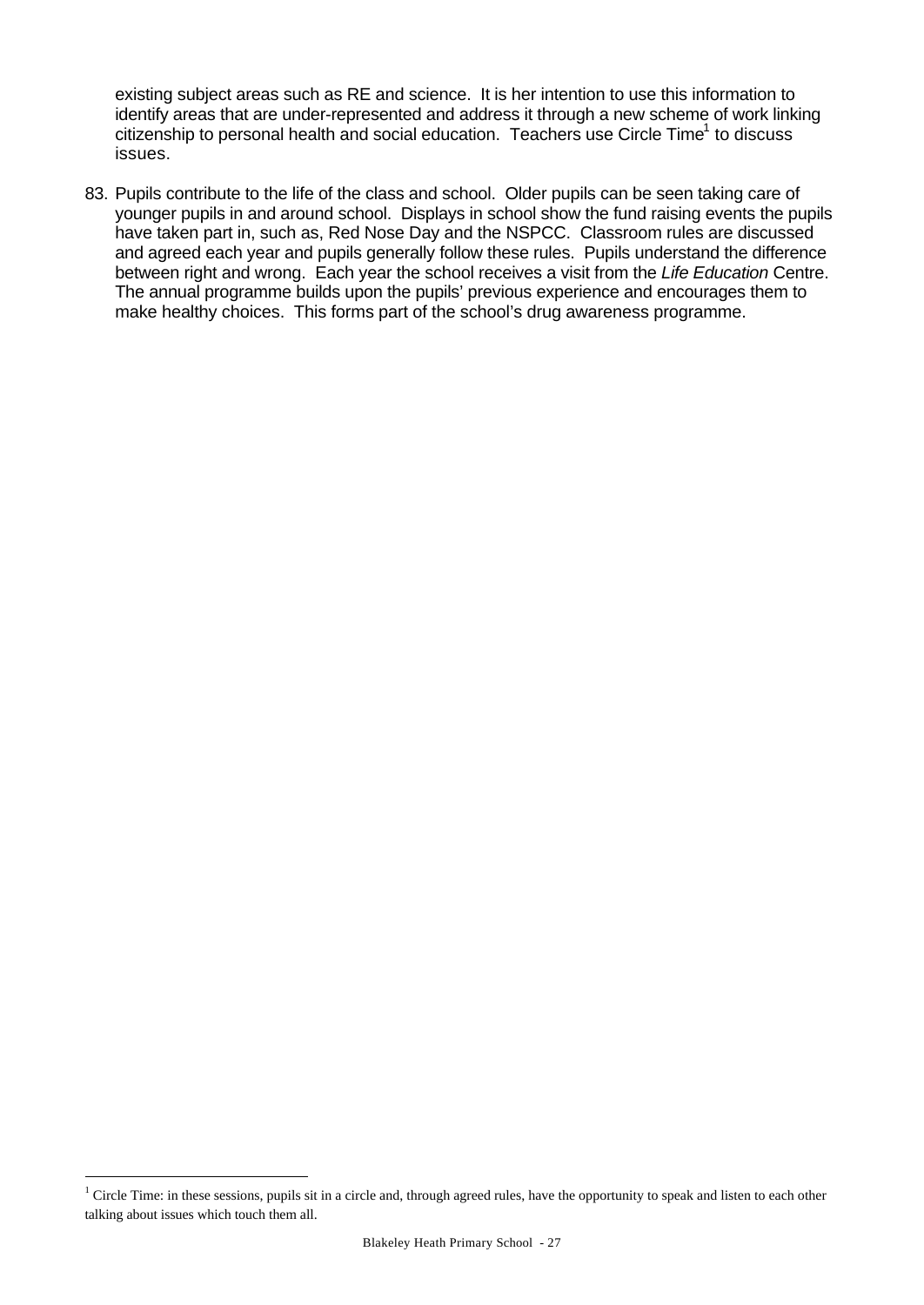existing subject areas such as RE and science. It is her intention to use this information to identify areas that are under-represented and address it through a new scheme of work linking citizenship to personal health and social education. Teachers use Circle Time[1] to discuss issues.

83. Pupils contribute to the life of the class and school. Older pupils can be seen taking care of younger pupils in and around school. Displays in school show the fund raising events the pupils have taken part in, such as, Red Nose Day and the NSPCC. Classroom rules are discussed and agreed each year and pupils generally follow these rules. Pupils understand the difference between right and wrong. Each year the school receives a visit from the *Life Education* Centre. The annual programme builds upon the pupils' previous experience and encourages them to make healthy choices. This forms part of the school's drug awareness programme.

---

[1] Circle Time: in these sessions, pupils sit in a circle and, through agreed rules, have the opportunity to speak and listen to each other talking about issues which touch them all.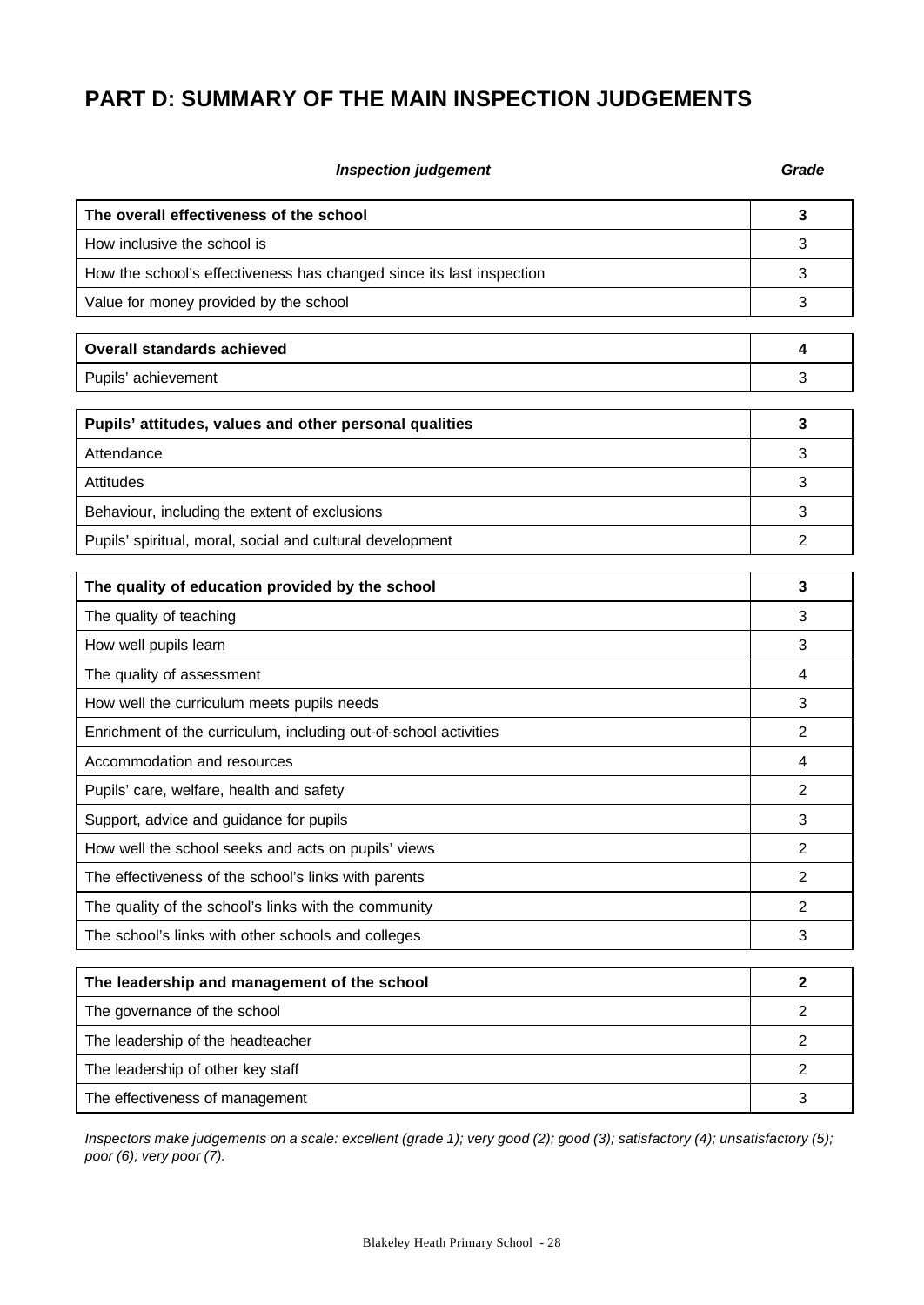# PART D: SUMMARY OF THE MAIN INSPECTION JUDGEMENTS

| *Inspection judgement* | *Grade* |
|---|---|
| **The overall effectiveness of the school** | **3** |
| How inclusive the school is | 3 |
| How the school's effectiveness has changed since its last inspection | 3 |
| Value for money provided by the school | 3 |
| **Overall standards achieved** | **4** |
| Pupils' achievement | 3 |
| **Pupils' attitudes, values and other personal qualities** | **3** |
| Attendance | 3 |
| Attitudes | 3 |
| Behaviour, including the extent of exclusions | 3 |
| Pupils' spiritual, moral, social and cultural development | 2 |
| **The quality of education provided by the school** | **3** |
| The quality of teaching | 3 |
| How well pupils learn | 3 |
| The quality of assessment | 4 |
| How well the curriculum meets pupils needs | 3 |
| Enrichment of the curriculum, including out-of-school activities | 2 |
| Accommodation and resources | 4 |
| Pupils' care, welfare, health and safety | 2 |
| Support, advice and guidance for pupils | 3 |
| How well the school seeks and acts on pupils' views | 2 |
| The effectiveness of the school's links with parents | 2 |
| The quality of the school's links with the community | 2 |
| The school's links with other schools and colleges | 3 |
| **The leadership and management of the school** | **2** |
| The governance of the school | 2 |
| The leadership of the headteacher | 2 |
| The leadership of other key staff | 2 |
| The effectiveness of management | 3 |

*Inspectors make judgements on a scale: excellent (grade 1); very good (2); good (3); satisfactory (4); unsatisfactory (5); poor (6); very poor (7).*